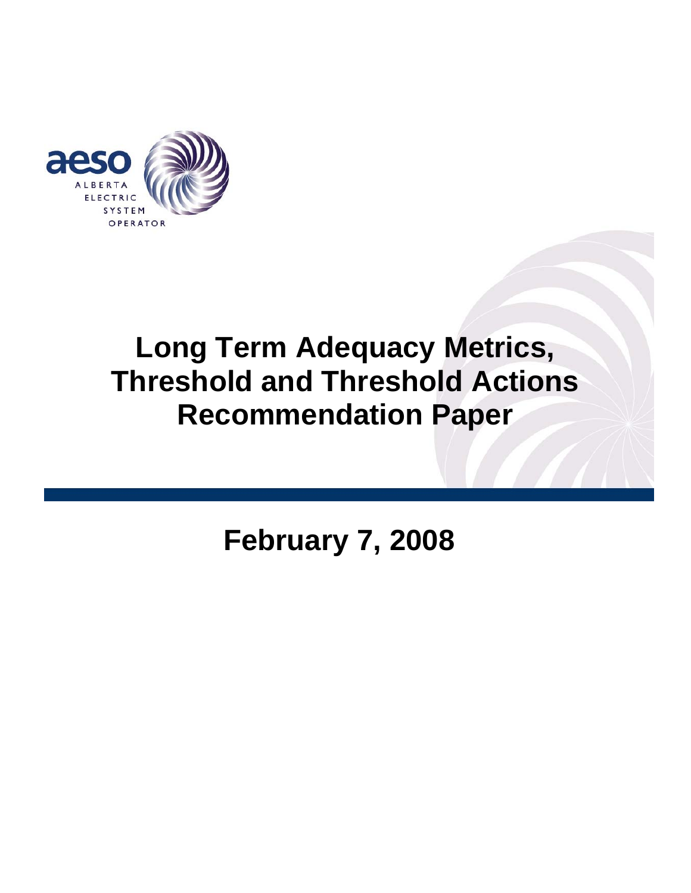aeso
ALBERTA
ELECTRIC
SYSTEM
OPERATOR

# Long Term Adequacy Metrics, Threshold and Threshold Actions Recommendation Paper

## February 7, 2008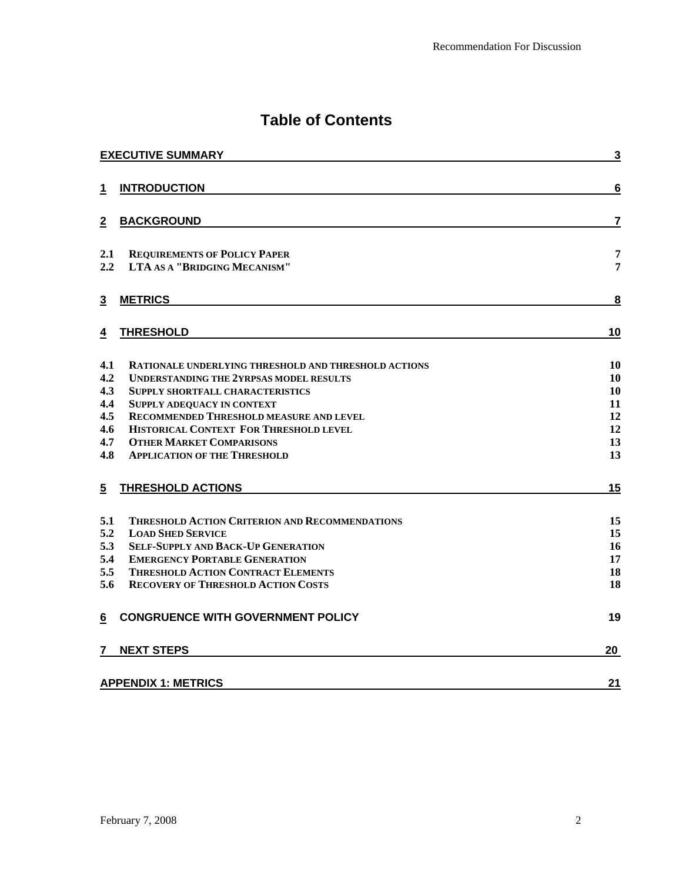# Table of Contents

| | | |
|---|---|---|
| **EXECUTIVE SUMMARY** | | **3** |
| **1** | **INTRODUCTION** | **6** |
| **2** | **BACKGROUND** | **7** |
| 2.1 | REQUIREMENTS OF POLICY PAPER | 7 |
| 2.2 | LTA AS A "BRIDGING MECANISM" | 7 |
| **3** | **METRICS** | **8** |
| **4** | **THRESHOLD** | **10** |
| 4.1 | RATIONALE UNDERLYING THRESHOLD AND THRESHOLD ACTIONS | 10 |
| 4.2 | UNDERSTANDING THE 2YRPSAS MODEL RESULTS | 10 |
| 4.3 | SUPPLY SHORTFALL CHARACTERISTICS | 10 |
| 4.4 | SUPPLY ADEQUACY IN CONTEXT | 11 |
| 4.5 | RECOMMENDED THRESHOLD MEASURE AND LEVEL | 12 |
| 4.6 | HISTORICAL CONTEXT FOR THRESHOLD LEVEL | 12 |
| 4.7 | OTHER MARKET COMPARISONS | 13 |
| 4.8 | APPLICATION OF THE THRESHOLD | 13 |
| **5** | **THRESHOLD ACTIONS** | **15** |
| 5.1 | THRESHOLD ACTION CRITERION AND RECOMMENDATIONS | 15 |
| 5.2 | LOAD SHED SERVICE | 15 |
| 5.3 | SELF-SUPPLY AND BACK-UP GENERATION | 16 |
| 5.4 | EMERGENCY PORTABLE GENERATION | 17 |
| 5.5 | THRESHOLD ACTION CONTRACT ELEMENTS | 18 |
| 5.6 | RECOVERY OF THRESHOLD ACTION COSTS | 18 |
| **6** | **CONGRUENCE WITH GOVERNMENT POLICY** | **19** |
| **7** | **NEXT STEPS** | **20** |
| **APPENDIX 1: METRICS** | | **21** |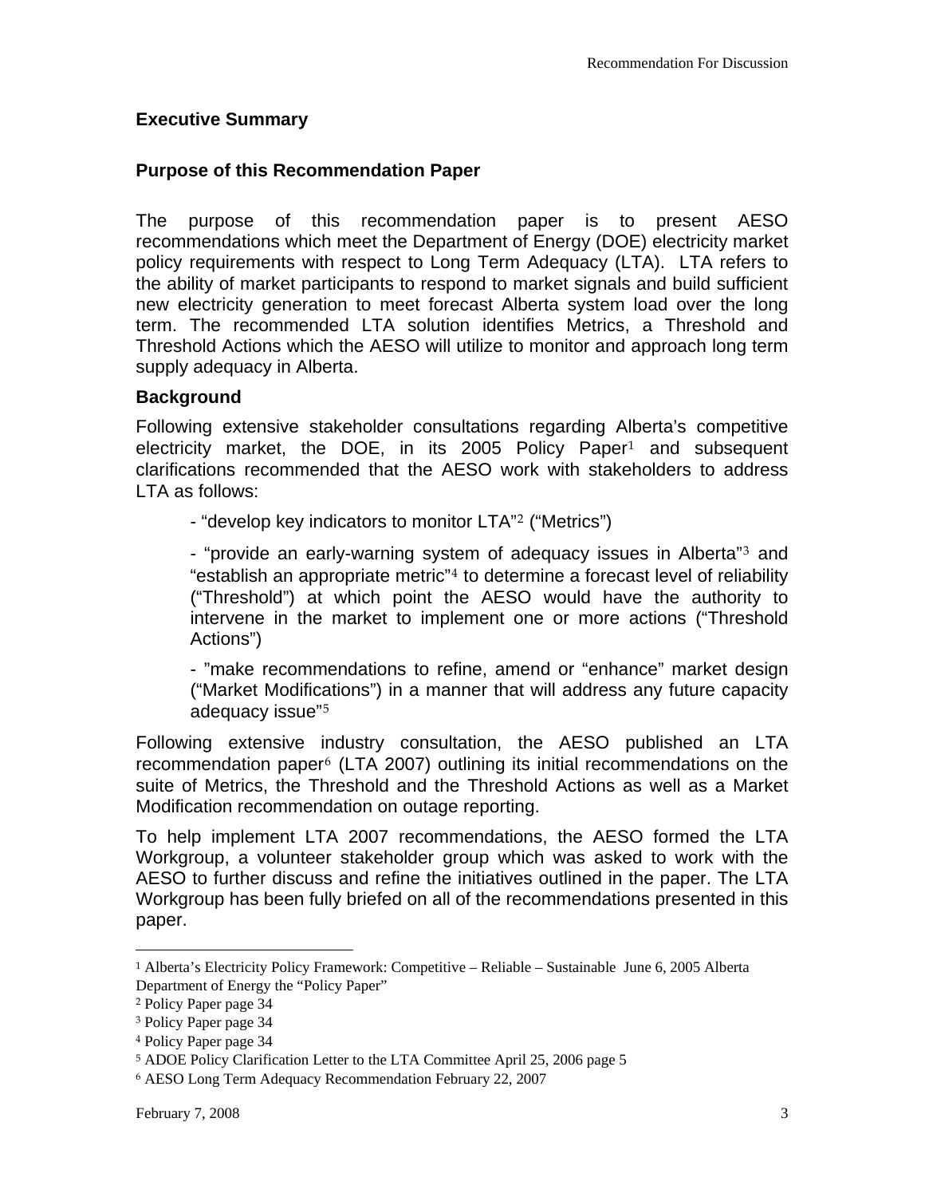## Executive Summary

### Purpose of this Recommendation Paper

The purpose of this recommendation paper is to present AESO recommendations which meet the Department of Energy (DOE) electricity market policy requirements with respect to Long Term Adequacy (LTA). LTA refers to the ability of market participants to respond to market signals and build sufficient new electricity generation to meet forecast Alberta system load over the long term. The recommended LTA solution identifies Metrics, a Threshold and Threshold Actions which the AESO will utilize to monitor and approach long term supply adequacy in Alberta.

### Background

Following extensive stakeholder consultations regarding Alberta's competitive electricity market, the DOE, in its 2005 Policy Paper[1] and subsequent clarifications recommended that the AESO work with stakeholders to address LTA as follows:

- "develop key indicators to monitor LTA"[2] ("Metrics")

- "provide an early-warning system of adequacy issues in Alberta"[3] and "establish an appropriate metric"[4] to determine a forecast level of reliability ("Threshold") at which point the AESO would have the authority to intervene in the market to implement one or more actions ("Threshold Actions")

- "make recommendations to refine, amend or "enhance" market design ("Market Modifications") in a manner that will address any future capacity adequacy issue"[5]

Following extensive industry consultation, the AESO published an LTA recommendation paper[6] (LTA 2007) outlining its initial recommendations on the suite of Metrics, the Threshold and the Threshold Actions as well as a Market Modification recommendation on outage reporting.

To help implement LTA 2007 recommendations, the AESO formed the LTA Workgroup, a volunteer stakeholder group which was asked to work with the AESO to further discuss and refine the initiatives outlined in the paper. The LTA Workgroup has been fully briefed on all of the recommendations presented in this paper.

---

[1] Alberta's Electricity Policy Framework: Competitive – Reliable – Sustainable June 6, 2005 Alberta Department of Energy the "Policy Paper"

[2] Policy Paper page 34

[3] Policy Paper page 34

[4] Policy Paper page 34

[5] ADOE Policy Clarification Letter to the LTA Committee April 25, 2006 page 5

[6] AESO Long Term Adequacy Recommendation February 22, 2007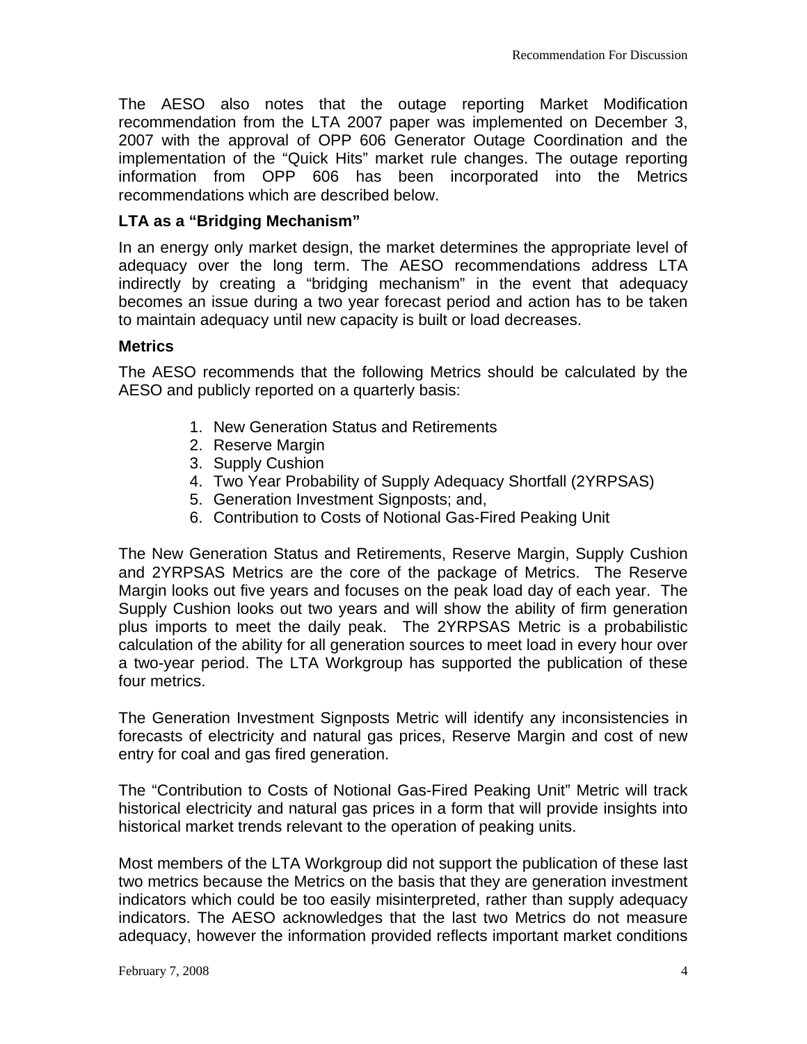The AESO also notes that the outage reporting Market Modification recommendation from the LTA 2007 paper was implemented on December 3, 2007 with the approval of OPP 606 Generator Outage Coordination and the implementation of the "Quick Hits" market rule changes. The outage reporting information from OPP 606 has been incorporated into the Metrics recommendations which are described below.

### LTA as a "Bridging Mechanism"

In an energy only market design, the market determines the appropriate level of adequacy over the long term. The AESO recommendations address LTA indirectly by creating a "bridging mechanism" in the event that adequacy becomes an issue during a two year forecast period and action has to be taken to maintain adequacy until new capacity is built or load decreases.

### Metrics

The AESO recommends that the following Metrics should be calculated by the AESO and publicly reported on a quarterly basis:

1. New Generation Status and Retirements
2. Reserve Margin
3. Supply Cushion
4. Two Year Probability of Supply Adequacy Shortfall (2YRPSAS)
5. Generation Investment Signposts; and,
6. Contribution to Costs of Notional Gas-Fired Peaking Unit

The New Generation Status and Retirements, Reserve Margin, Supply Cushion and 2YRPSAS Metrics are the core of the package of Metrics. The Reserve Margin looks out five years and focuses on the peak load day of each year. The Supply Cushion looks out two years and will show the ability of firm generation plus imports to meet the daily peak. The 2YRPSAS Metric is a probabilistic calculation of the ability for all generation sources to meet load in every hour over a two-year period. The LTA Workgroup has supported the publication of these four metrics.

The Generation Investment Signposts Metric will identify any inconsistencies in forecasts of electricity and natural gas prices, Reserve Margin and cost of new entry for coal and gas fired generation.

The "Contribution to Costs of Notional Gas-Fired Peaking Unit" Metric will track historical electricity and natural gas prices in a form that will provide insights into historical market trends relevant to the operation of peaking units.

Most members of the LTA Workgroup did not support the publication of these last two metrics because the Metrics on the basis that they are generation investment indicators which could be too easily misinterpreted, rather than supply adequacy indicators. The AESO acknowledges that the last two Metrics do not measure adequacy, however the information provided reflects important market conditions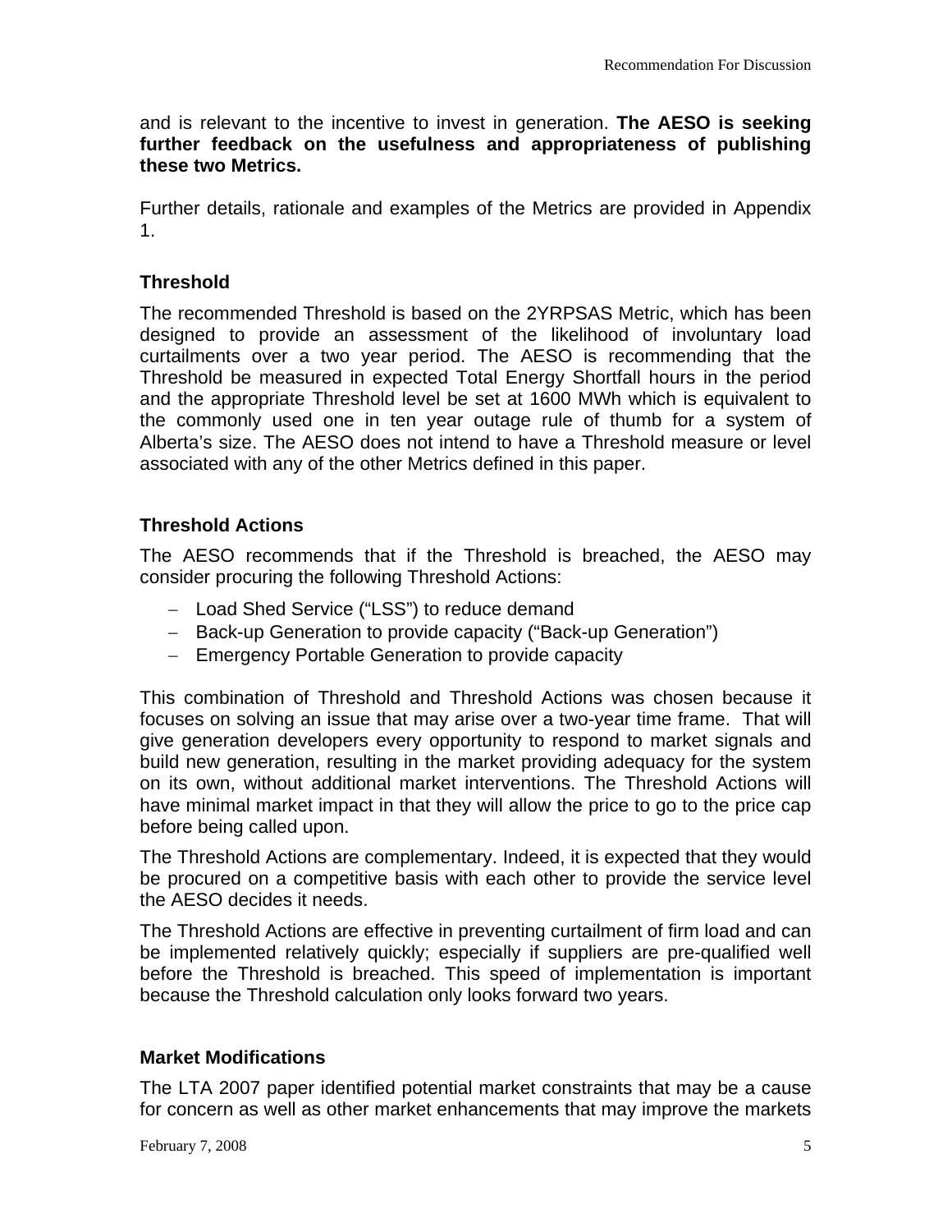and is relevant to the incentive to invest in generation. **The AESO is seeking further feedback on the usefulness and appropriateness of publishing these two Metrics.**

Further details, rationale and examples of the Metrics are provided in Appendix 1.

### Threshold

The recommended Threshold is based on the 2YRPSAS Metric, which has been designed to provide an assessment of the likelihood of involuntary load curtailments over a two year period. The AESO is recommending that the Threshold be measured in expected Total Energy Shortfall hours in the period and the appropriate Threshold level be set at 1600 MWh which is equivalent to the commonly used one in ten year outage rule of thumb for a system of Alberta's size. The AESO does not intend to have a Threshold measure or level associated with any of the other Metrics defined in this paper.

### Threshold Actions

The AESO recommends that if the Threshold is breached, the AESO may consider procuring the following Threshold Actions:

- Load Shed Service ("LSS") to reduce demand
- Back-up Generation to provide capacity ("Back-up Generation")
- Emergency Portable Generation to provide capacity

This combination of Threshold and Threshold Actions was chosen because it focuses on solving an issue that may arise over a two-year time frame. That will give generation developers every opportunity to respond to market signals and build new generation, resulting in the market providing adequacy for the system on its own, without additional market interventions. The Threshold Actions will have minimal market impact in that they will allow the price to go to the price cap before being called upon.

The Threshold Actions are complementary. Indeed, it is expected that they would be procured on a competitive basis with each other to provide the service level the AESO decides it needs.

The Threshold Actions are effective in preventing curtailment of firm load and can be implemented relatively quickly; especially if suppliers are pre-qualified well before the Threshold is breached. This speed of implementation is important because the Threshold calculation only looks forward two years.

### Market Modifications

The LTA 2007 paper identified potential market constraints that may be a cause for concern as well as other market enhancements that may improve the markets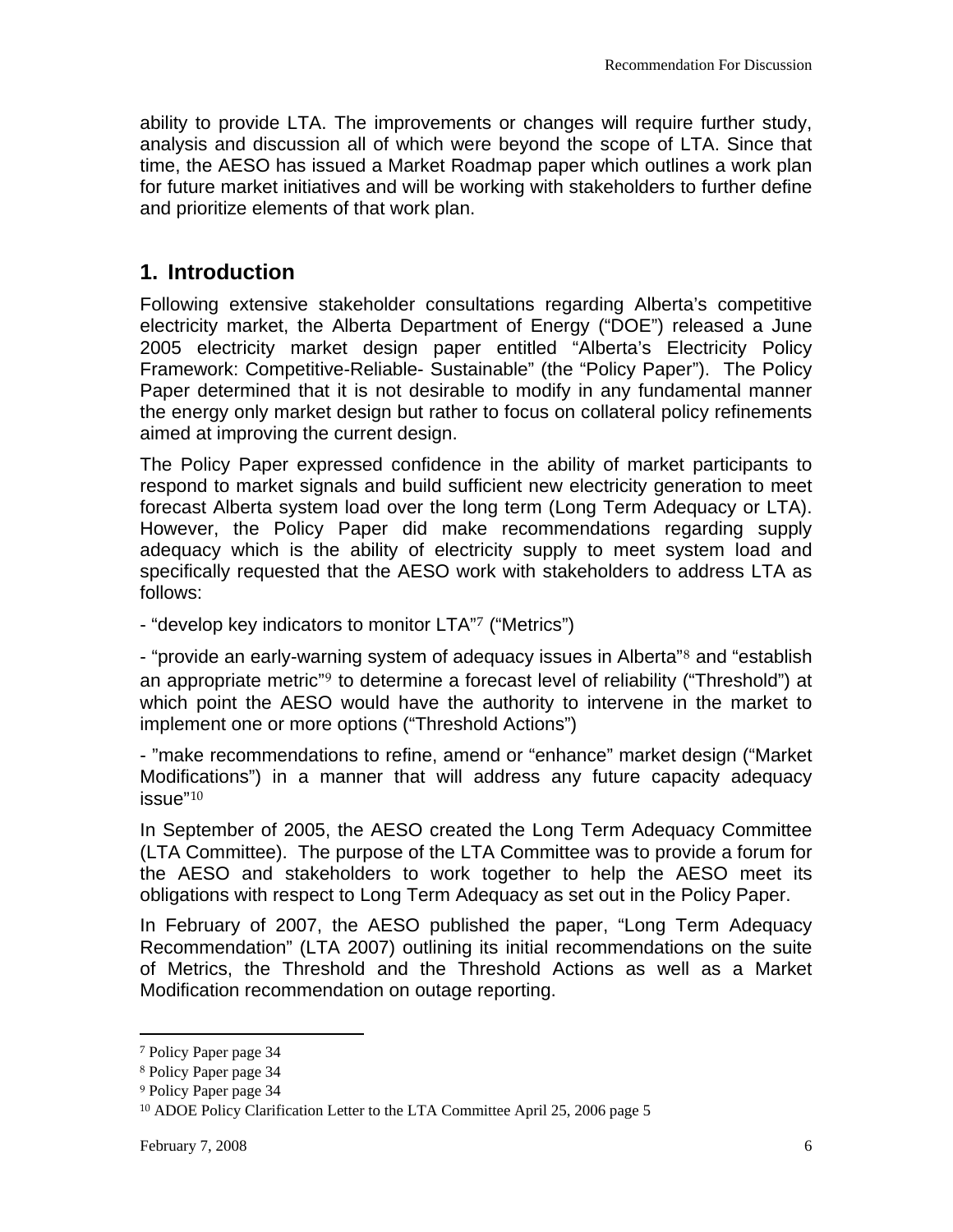ability to provide LTA. The improvements or changes will require further study, analysis and discussion all of which were beyond the scope of LTA. Since that time, the AESO has issued a Market Roadmap paper which outlines a work plan for future market initiatives and will be working with stakeholders to further define and prioritize elements of that work plan.

## 1. Introduction

Following extensive stakeholder consultations regarding Alberta's competitive electricity market, the Alberta Department of Energy ("DOE") released a June 2005 electricity market design paper entitled "Alberta's Electricity Policy Framework: Competitive-Reliable- Sustainable" (the "Policy Paper"). The Policy Paper determined that it is not desirable to modify in any fundamental manner the energy only market design but rather to focus on collateral policy refinements aimed at improving the current design.

The Policy Paper expressed confidence in the ability of market participants to respond to market signals and build sufficient new electricity generation to meet forecast Alberta system load over the long term (Long Term Adequacy or LTA). However, the Policy Paper did make recommendations regarding supply adequacy which is the ability of electricity supply to meet system load and specifically requested that the AESO work with stakeholders to address LTA as follows:

- "develop key indicators to monitor LTA"[7] ("Metrics")

- "provide an early-warning system of adequacy issues in Alberta"[8] and "establish an appropriate metric"[9] to determine a forecast level of reliability ("Threshold") at which point the AESO would have the authority to intervene in the market to implement one or more options ("Threshold Actions")

- "make recommendations to refine, amend or "enhance" market design ("Market Modifications") in a manner that will address any future capacity adequacy issue"[10]

In September of 2005, the AESO created the Long Term Adequacy Committee (LTA Committee). The purpose of the LTA Committee was to provide a forum for the AESO and stakeholders to work together to help the AESO meet its obligations with respect to Long Term Adequacy as set out in the Policy Paper.

In February of 2007, the AESO published the paper, "Long Term Adequacy Recommendation" (LTA 2007) outlining its initial recommendations on the suite of Metrics, the Threshold and the Threshold Actions as well as a Market Modification recommendation on outage reporting.

---

[7] Policy Paper page 34

[8] Policy Paper page 34

[9] Policy Paper page 34

[10] ADOE Policy Clarification Letter to the LTA Committee April 25, 2006 page 5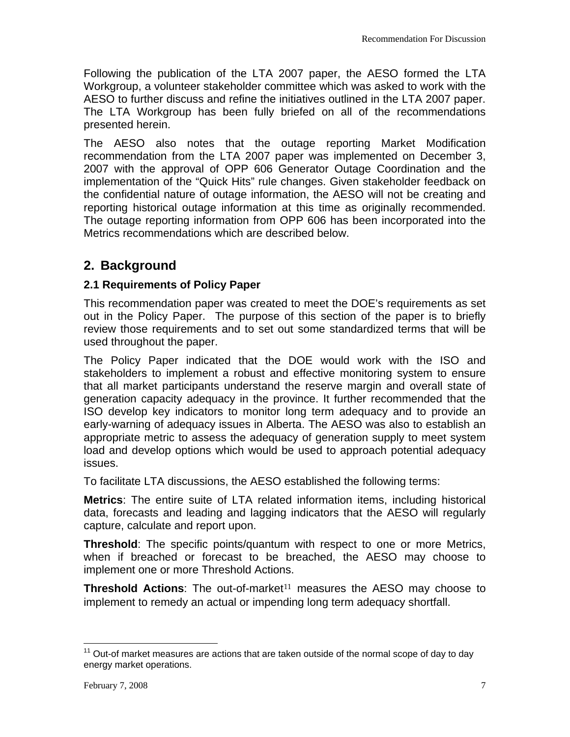Following the publication of the LTA 2007 paper, the AESO formed the LTA Workgroup, a volunteer stakeholder committee which was asked to work with the AESO to further discuss and refine the initiatives outlined in the LTA 2007 paper. The LTA Workgroup has been fully briefed on all of the recommendations presented herein.

The AESO also notes that the outage reporting Market Modification recommendation from the LTA 2007 paper was implemented on December 3, 2007 with the approval of OPP 606 Generator Outage Coordination and the implementation of the "Quick Hits" rule changes. Given stakeholder feedback on the confidential nature of outage information, the AESO will not be creating and reporting historical outage information at this time as originally recommended. The outage reporting information from OPP 606 has been incorporated into the Metrics recommendations which are described below.

## 2. Background

### 2.1 Requirements of Policy Paper

This recommendation paper was created to meet the DOE's requirements as set out in the Policy Paper. The purpose of this section of the paper is to briefly review those requirements and to set out some standardized terms that will be used throughout the paper.

The Policy Paper indicated that the DOE would work with the ISO and stakeholders to implement a robust and effective monitoring system to ensure that all market participants understand the reserve margin and overall state of generation capacity adequacy in the province. It further recommended that the ISO develop key indicators to monitor long term adequacy and to provide an early-warning of adequacy issues in Alberta. The AESO was also to establish an appropriate metric to assess the adequacy of generation supply to meet system load and develop options which would be used to approach potential adequacy issues.

To facilitate LTA discussions, the AESO established the following terms:

**Metrics**: The entire suite of LTA related information items, including historical data, forecasts and leading and lagging indicators that the AESO will regularly capture, calculate and report upon.

**Threshold**: The specific points/quantum with respect to one or more Metrics, when if breached or forecast to be breached, the AESO may choose to implement one or more Threshold Actions.

**Threshold Actions**: The out-of-market[11] measures the AESO may choose to implement to remedy an actual or impending long term adequacy shortfall.

[11] Out-of market measures are actions that are taken outside of the normal scope of day to day energy market operations.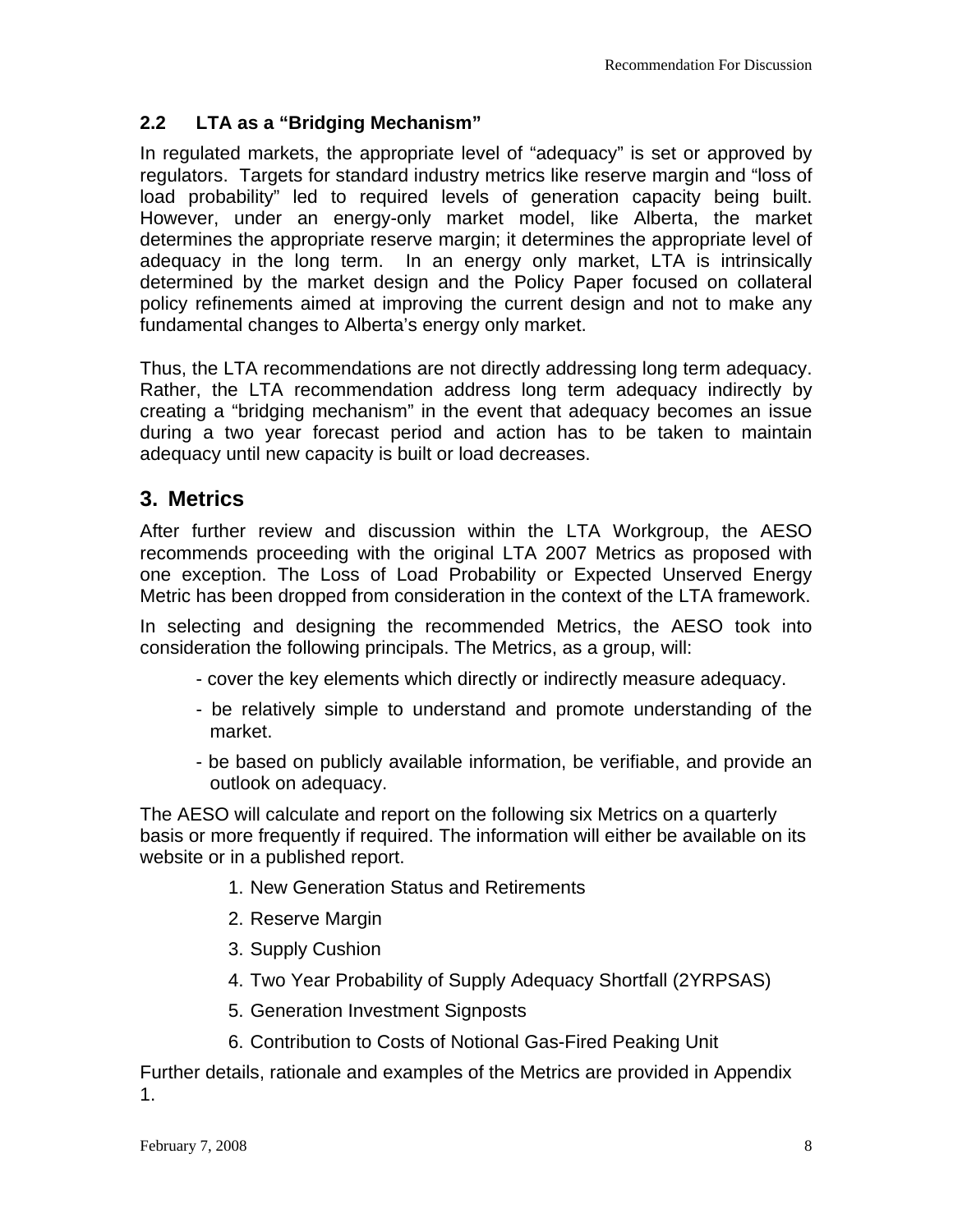### 2.2 LTA as a "Bridging Mechanism"

In regulated markets, the appropriate level of "adequacy" is set or approved by regulators. Targets for standard industry metrics like reserve margin and "loss of load probability" led to required levels of generation capacity being built. However, under an energy-only market model, like Alberta, the market determines the appropriate reserve margin; it determines the appropriate level of adequacy in the long term. In an energy only market, LTA is intrinsically determined by the market design and the Policy Paper focused on collateral policy refinements aimed at improving the current design and not to make any fundamental changes to Alberta's energy only market.

Thus, the LTA recommendations are not directly addressing long term adequacy. Rather, the LTA recommendation address long term adequacy indirectly by creating a "bridging mechanism" in the event that adequacy becomes an issue during a two year forecast period and action has to be taken to maintain adequacy until new capacity is built or load decreases.

## 3. Metrics

After further review and discussion within the LTA Workgroup, the AESO recommends proceeding with the original LTA 2007 Metrics as proposed with one exception. The Loss of Load Probability or Expected Unserved Energy Metric has been dropped from consideration in the context of the LTA framework.

In selecting and designing the recommended Metrics, the AESO took into consideration the following principals. The Metrics, as a group, will:

- cover the key elements which directly or indirectly measure adequacy.
- be relatively simple to understand and promote understanding of the market.
- be based on publicly available information, be verifiable, and provide an outlook on adequacy.

The AESO will calculate and report on the following six Metrics on a quarterly basis or more frequently if required. The information will either be available on its website or in a published report.

1. New Generation Status and Retirements
2. Reserve Margin
3. Supply Cushion
4. Two Year Probability of Supply Adequacy Shortfall (2YRPSAS)
5. Generation Investment Signposts
6. Contribution to Costs of Notional Gas-Fired Peaking Unit

Further details, rationale and examples of the Metrics are provided in Appendix 1.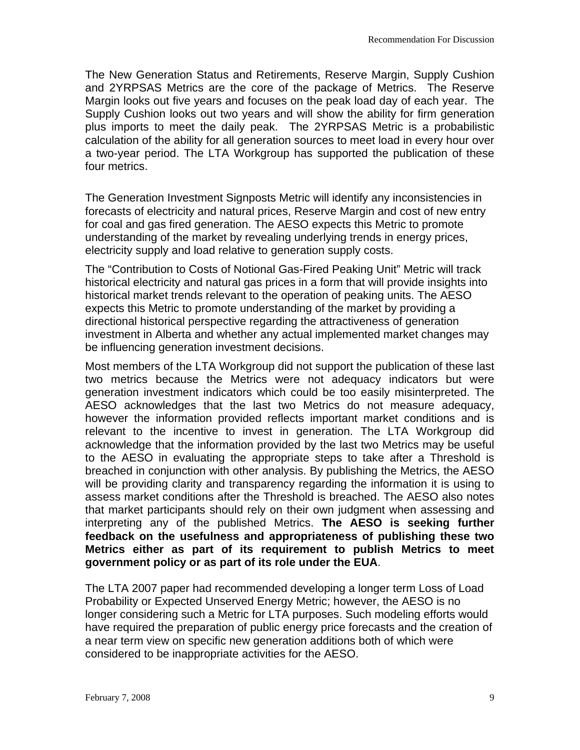The New Generation Status and Retirements, Reserve Margin, Supply Cushion and 2YRPSAS Metrics are the core of the package of Metrics. The Reserve Margin looks out five years and focuses on the peak load day of each year. The Supply Cushion looks out two years and will show the ability for firm generation plus imports to meet the daily peak. The 2YRPSAS Metric is a probabilistic calculation of the ability for all generation sources to meet load in every hour over a two-year period. The LTA Workgroup has supported the publication of these four metrics.

The Generation Investment Signposts Metric will identify any inconsistencies in forecasts of electricity and natural prices, Reserve Margin and cost of new entry for coal and gas fired generation. The AESO expects this Metric to promote understanding of the market by revealing underlying trends in energy prices, electricity supply and load relative to generation supply costs.

The “Contribution to Costs of Notional Gas-Fired Peaking Unit” Metric will track historical electricity and natural gas prices in a form that will provide insights into historical market trends relevant to the operation of peaking units. The AESO expects this Metric to promote understanding of the market by providing a directional historical perspective regarding the attractiveness of generation investment in Alberta and whether any actual implemented market changes may be influencing generation investment decisions.

Most members of the LTA Workgroup did not support the publication of these last two metrics because the Metrics were not adequacy indicators but were generation investment indicators which could be too easily misinterpreted. The AESO acknowledges that the last two Metrics do not measure adequacy, however the information provided reflects important market conditions and is relevant to the incentive to invest in generation. The LTA Workgroup did acknowledge that the information provided by the last two Metrics may be useful to the AESO in evaluating the appropriate steps to take after a Threshold is breached in conjunction with other analysis. By publishing the Metrics, the AESO will be providing clarity and transparency regarding the information it is using to assess market conditions after the Threshold is breached. The AESO also notes that market participants should rely on their own judgment when assessing and interpreting any of the published Metrics. **The AESO is seeking further feedback on the usefulness and appropriateness of publishing these two Metrics either as part of its requirement to publish Metrics to meet government policy or as part of its role under the EUA**.

The LTA 2007 paper had recommended developing a longer term Loss of Load Probability or Expected Unserved Energy Metric; however, the AESO is no longer considering such a Metric for LTA purposes. Such modeling efforts would have required the preparation of public energy price forecasts and the creation of a near term view on specific new generation additions both of which were considered to be inappropriate activities for the AESO.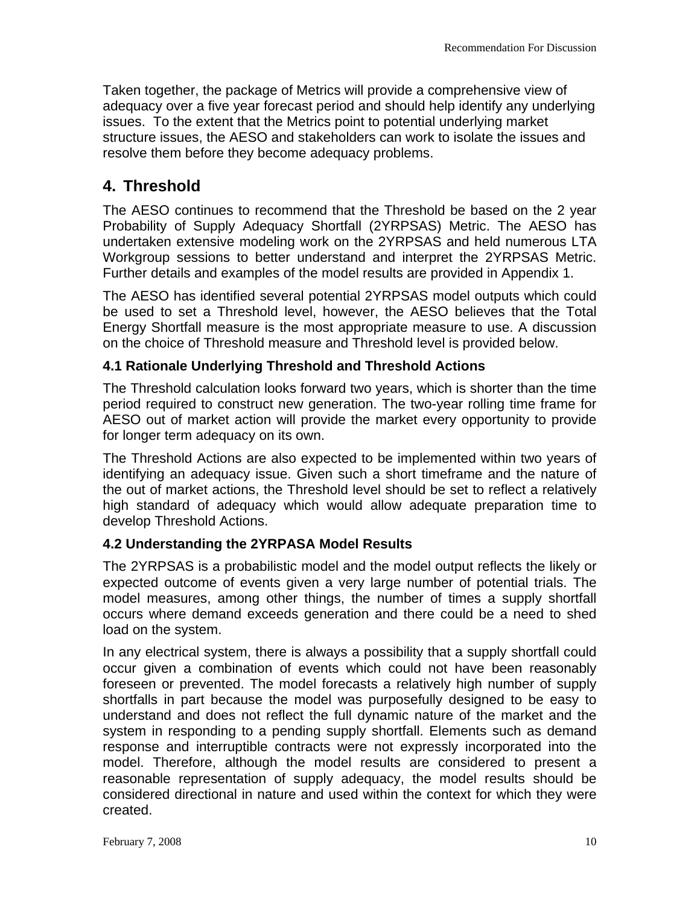Taken together, the package of Metrics will provide a comprehensive view of adequacy over a five year forecast period and should help identify any underlying issues. To the extent that the Metrics point to potential underlying market structure issues, the AESO and stakeholders can work to isolate the issues and resolve them before they become adequacy problems.

## 4. Threshold

The AESO continues to recommend that the Threshold be based on the 2 year Probability of Supply Adequacy Shortfall (2YRPSAS) Metric. The AESO has undertaken extensive modeling work on the 2YRPSAS and held numerous LTA Workgroup sessions to better understand and interpret the 2YRPSAS Metric. Further details and examples of the model results are provided in Appendix 1.

The AESO has identified several potential 2YRPSAS model outputs which could be used to set a Threshold level, however, the AESO believes that the Total Energy Shortfall measure is the most appropriate measure to use. A discussion on the choice of Threshold measure and Threshold level is provided below.

### 4.1 Rationale Underlying Threshold and Threshold Actions

The Threshold calculation looks forward two years, which is shorter than the time period required to construct new generation. The two-year rolling time frame for AESO out of market action will provide the market every opportunity to provide for longer term adequacy on its own.

The Threshold Actions are also expected to be implemented within two years of identifying an adequacy issue. Given such a short timeframe and the nature of the out of market actions, the Threshold level should be set to reflect a relatively high standard of adequacy which would allow adequate preparation time to develop Threshold Actions.

### 4.2 Understanding the 2YRPASA Model Results

The 2YRPSAS is a probabilistic model and the model output reflects the likely or expected outcome of events given a very large number of potential trials. The model measures, among other things, the number of times a supply shortfall occurs where demand exceeds generation and there could be a need to shed load on the system.

In any electrical system, there is always a possibility that a supply shortfall could occur given a combination of events which could not have been reasonably foreseen or prevented. The model forecasts a relatively high number of supply shortfalls in part because the model was purposefully designed to be easy to understand and does not reflect the full dynamic nature of the market and the system in responding to a pending supply shortfall. Elements such as demand response and interruptible contracts were not expressly incorporated into the model. Therefore, although the model results are considered to present a reasonable representation of supply adequacy, the model results should be considered directional in nature and used within the context for which they were created.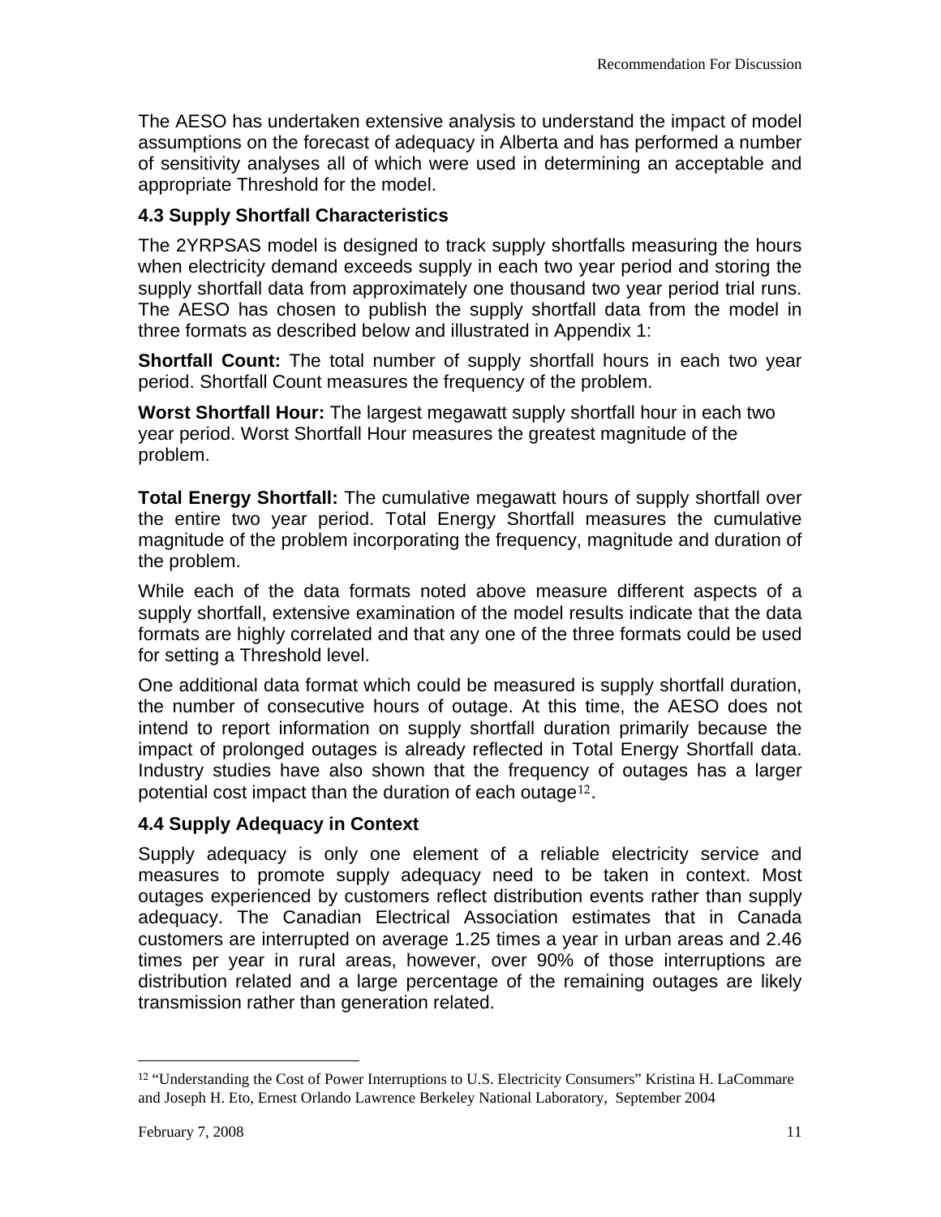The AESO has undertaken extensive analysis to understand the impact of model assumptions on the forecast of adequacy in Alberta and has performed a number of sensitivity analyses all of which were used in determining an acceptable and appropriate Threshold for the model.

### 4.3 Supply Shortfall Characteristics

The 2YRPSAS model is designed to track supply shortfalls measuring the hours when electricity demand exceeds supply in each two year period and storing the supply shortfall data from approximately one thousand two year period trial runs. The AESO has chosen to publish the supply shortfall data from the model in three formats as described below and illustrated in Appendix 1:

**Shortfall Count:** The total number of supply shortfall hours in each two year period. Shortfall Count measures the frequency of the problem.

**Worst Shortfall Hour:** The largest megawatt supply shortfall hour in each two year period. Worst Shortfall Hour measures the greatest magnitude of the problem.

**Total Energy Shortfall:** The cumulative megawatt hours of supply shortfall over the entire two year period. Total Energy Shortfall measures the cumulative magnitude of the problem incorporating the frequency, magnitude and duration of the problem.

While each of the data formats noted above measure different aspects of a supply shortfall, extensive examination of the model results indicate that the data formats are highly correlated and that any one of the three formats could be used for setting a Threshold level.

One additional data format which could be measured is supply shortfall duration, the number of consecutive hours of outage. At this time, the AESO does not intend to report information on supply shortfall duration primarily because the impact of prolonged outages is already reflected in Total Energy Shortfall data. Industry studies have also shown that the frequency of outages has a larger potential cost impact than the duration of each outage[12].

### 4.4 Supply Adequacy in Context

Supply adequacy is only one element of a reliable electricity service and measures to promote supply adequacy need to be taken in context. Most outages experienced by customers reflect distribution events rather than supply adequacy. The Canadian Electrical Association estimates that in Canada customers are interrupted on average 1.25 times a year in urban areas and 2.46 times per year in rural areas, however, over 90% of those interruptions are distribution related and a large percentage of the remaining outages are likely transmission rather than generation related.

---

[12] "Understanding the Cost of Power Interruptions to U.S. Electricity Consumers" Kristina H. LaCommare and Joseph H. Eto, Ernest Orlando Lawrence Berkeley National Laboratory, September 2004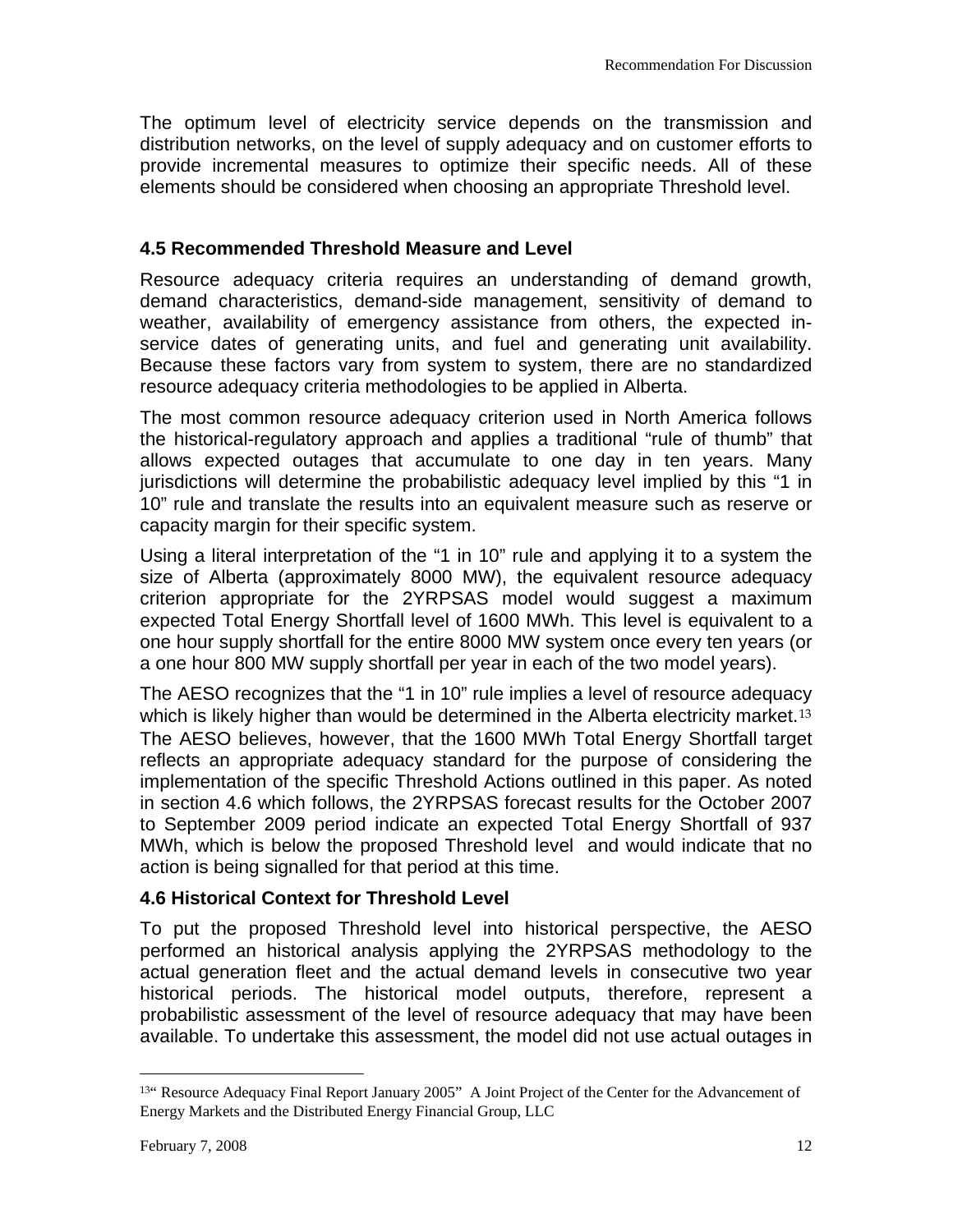The optimum level of electricity service depends on the transmission and distribution networks, on the level of supply adequacy and on customer efforts to provide incremental measures to optimize their specific needs. All of these elements should be considered when choosing an appropriate Threshold level.

### 4.5 Recommended Threshold Measure and Level

Resource adequacy criteria requires an understanding of demand growth, demand characteristics, demand-side management, sensitivity of demand to weather, availability of emergency assistance from others, the expected in-service dates of generating units, and fuel and generating unit availability. Because these factors vary from system to system, there are no standardized resource adequacy criteria methodologies to be applied in Alberta.

The most common resource adequacy criterion used in North America follows the historical-regulatory approach and applies a traditional "rule of thumb" that allows expected outages that accumulate to one day in ten years. Many jurisdictions will determine the probabilistic adequacy level implied by this "1 in 10" rule and translate the results into an equivalent measure such as reserve or capacity margin for their specific system.

Using a literal interpretation of the "1 in 10" rule and applying it to a system the size of Alberta (approximately 8000 MW), the equivalent resource adequacy criterion appropriate for the 2YRPSAS model would suggest a maximum expected Total Energy Shortfall level of 1600 MWh. This level is equivalent to a one hour supply shortfall for the entire 8000 MW system once every ten years (or a one hour 800 MW supply shortfall per year in each of the two model years).

The AESO recognizes that the "1 in 10" rule implies a level of resource adequacy which is likely higher than would be determined in the Alberta electricity market.[13] The AESO believes, however, that the 1600 MWh Total Energy Shortfall target reflects an appropriate adequacy standard for the purpose of considering the implementation of the specific Threshold Actions outlined in this paper. As noted in section 4.6 which follows, the 2YRPSAS forecast results for the October 2007 to September 2009 period indicate an expected Total Energy Shortfall of 937 MWh, which is below the proposed Threshold level and would indicate that no action is being signalled for that period at this time.

### 4.6 Historical Context for Threshold Level

To put the proposed Threshold level into historical perspective, the AESO performed an historical analysis applying the 2YRPSAS methodology to the actual generation fleet and the actual demand levels in consecutive two year historical periods. The historical model outputs, therefore, represent a probabilistic assessment of the level of resource adequacy that may have been available. To undertake this assessment, the model did not use actual outages in

---

[13] " Resource Adequacy Final Report January 2005" A Joint Project of the Center for the Advancement of Energy Markets and the Distributed Energy Financial Group, LLC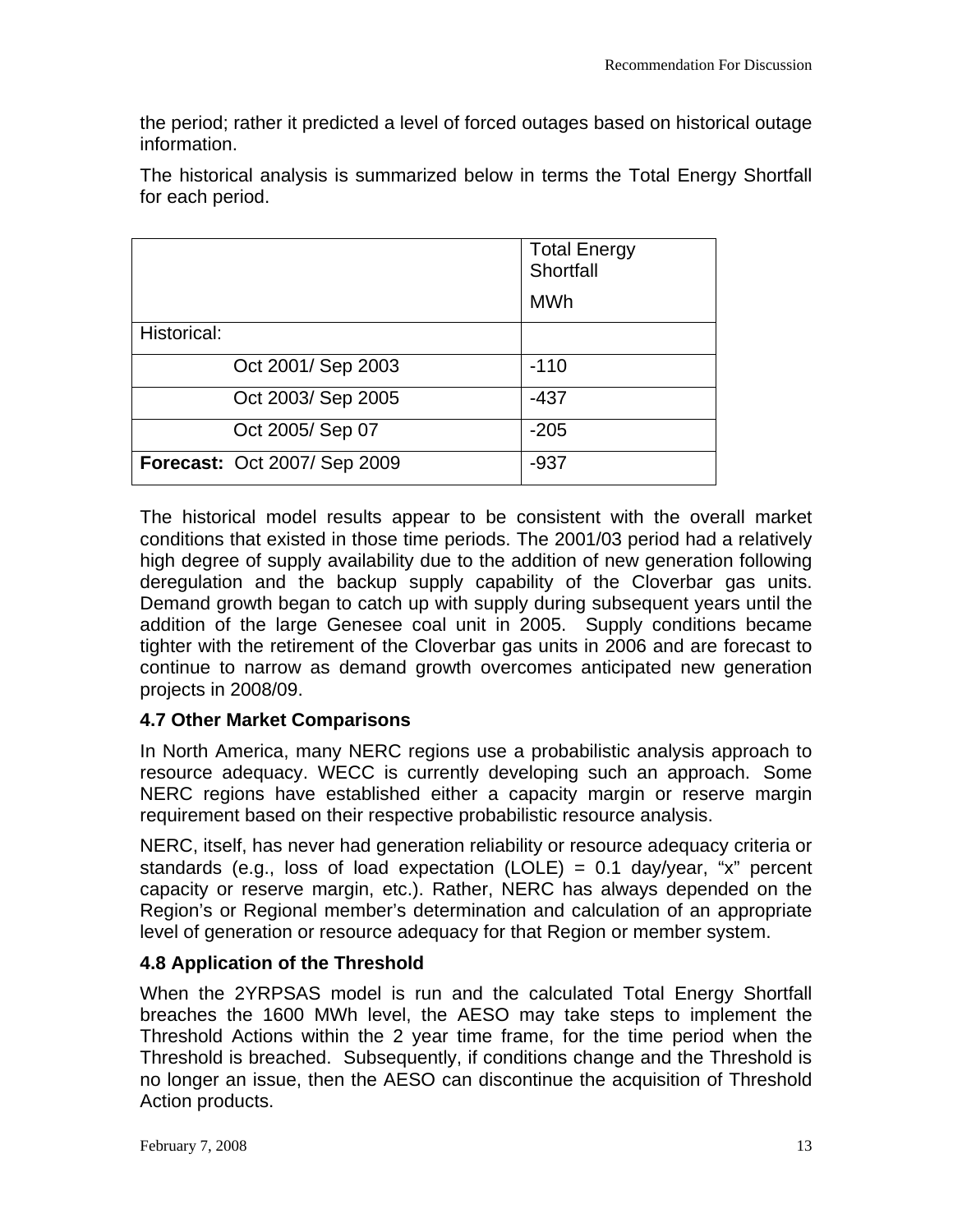the period; rather it predicted a level of forced outages based on historical outage information.

The historical analysis is summarized below in terms the Total Energy Shortfall for each period.

| | Total Energy Shortfall<br><br>MWh |
|---|---|
| Historical: | |
| Oct 2001/ Sep 2003 | -110 |
| Oct 2003/ Sep 2005 | -437 |
| Oct 2005/ Sep 07 | -205 |
| **Forecast:** Oct 2007/ Sep 2009 | -937 |

The historical model results appear to be consistent with the overall market conditions that existed in those time periods. The 2001/03 period had a relatively high degree of supply availability due to the addition of new generation following deregulation and the backup supply capability of the Cloverbar gas units. Demand growth began to catch up with supply during subsequent years until the addition of the large Genesee coal unit in 2005. Supply conditions became tighter with the retirement of the Cloverbar gas units in 2006 and are forecast to continue to narrow as demand growth overcomes anticipated new generation projects in 2008/09.

### 4.7 Other Market Comparisons

In North America, many NERC regions use a probabilistic analysis approach to resource adequacy. WECC is currently developing such an approach. Some NERC regions have established either a capacity margin or reserve margin requirement based on their respective probabilistic resource analysis.

NERC, itself, has never had generation reliability or resource adequacy criteria or standards (e.g., loss of load expectation (LOLE) = 0.1 day/year, "x" percent capacity or reserve margin, etc.). Rather, NERC has always depended on the Region's or Regional member's determination and calculation of an appropriate level of generation or resource adequacy for that Region or member system.

### 4.8 Application of the Threshold

When the 2YRPSAS model is run and the calculated Total Energy Shortfall breaches the 1600 MWh level, the AESO may take steps to implement the Threshold Actions within the 2 year time frame, for the time period when the Threshold is breached. Subsequently, if conditions change and the Threshold is no longer an issue, then the AESO can discontinue the acquisition of Threshold Action products.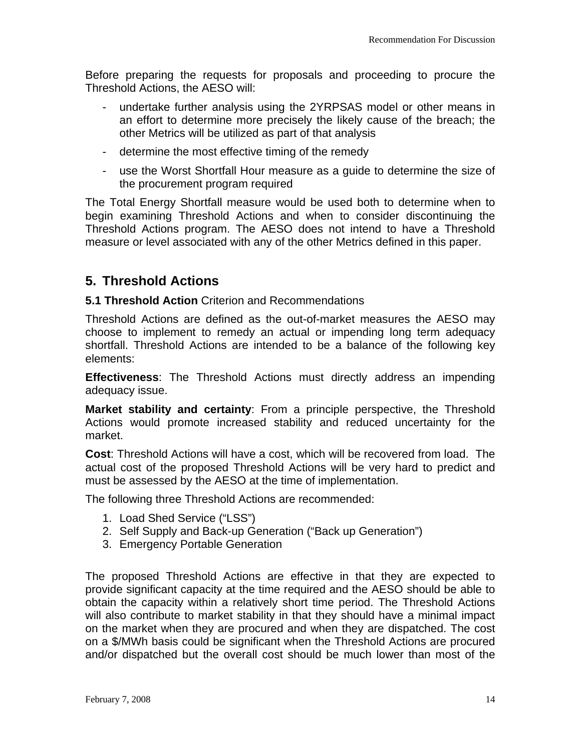Before preparing the requests for proposals and proceeding to procure the Threshold Actions, the AESO will:

- undertake further analysis using the 2YRPSAS model or other means in an effort to determine more precisely the likely cause of the breach; the other Metrics will be utilized as part of that analysis
- determine the most effective timing of the remedy
- use the Worst Shortfall Hour measure as a guide to determine the size of the procurement program required

The Total Energy Shortfall measure would be used both to determine when to begin examining Threshold Actions and when to consider discontinuing the Threshold Actions program. The AESO does not intend to have a Threshold measure or level associated with any of the other Metrics defined in this paper.

## 5. Threshold Actions

### **5.1 Threshold Action** Criterion and Recommendations

Threshold Actions are defined as the out-of-market measures the AESO may choose to implement to remedy an actual or impending long term adequacy shortfall. Threshold Actions are intended to be a balance of the following key elements:

**Effectiveness**: The Threshold Actions must directly address an impending adequacy issue.

**Market stability and certainty**: From a principle perspective, the Threshold Actions would promote increased stability and reduced uncertainty for the market.

**Cost**: Threshold Actions will have a cost, which will be recovered from load. The actual cost of the proposed Threshold Actions will be very hard to predict and must be assessed by the AESO at the time of implementation.

The following three Threshold Actions are recommended:

1. Load Shed Service ("LSS")
2. Self Supply and Back-up Generation ("Back up Generation")
3. Emergency Portable Generation

The proposed Threshold Actions are effective in that they are expected to provide significant capacity at the time required and the AESO should be able to obtain the capacity within a relatively short time period. The Threshold Actions will also contribute to market stability in that they should have a minimal impact on the market when they are procured and when they are dispatched. The cost on a $/MWh basis could be significant when the Threshold Actions are procured and/or dispatched but the overall cost should be much lower than most of the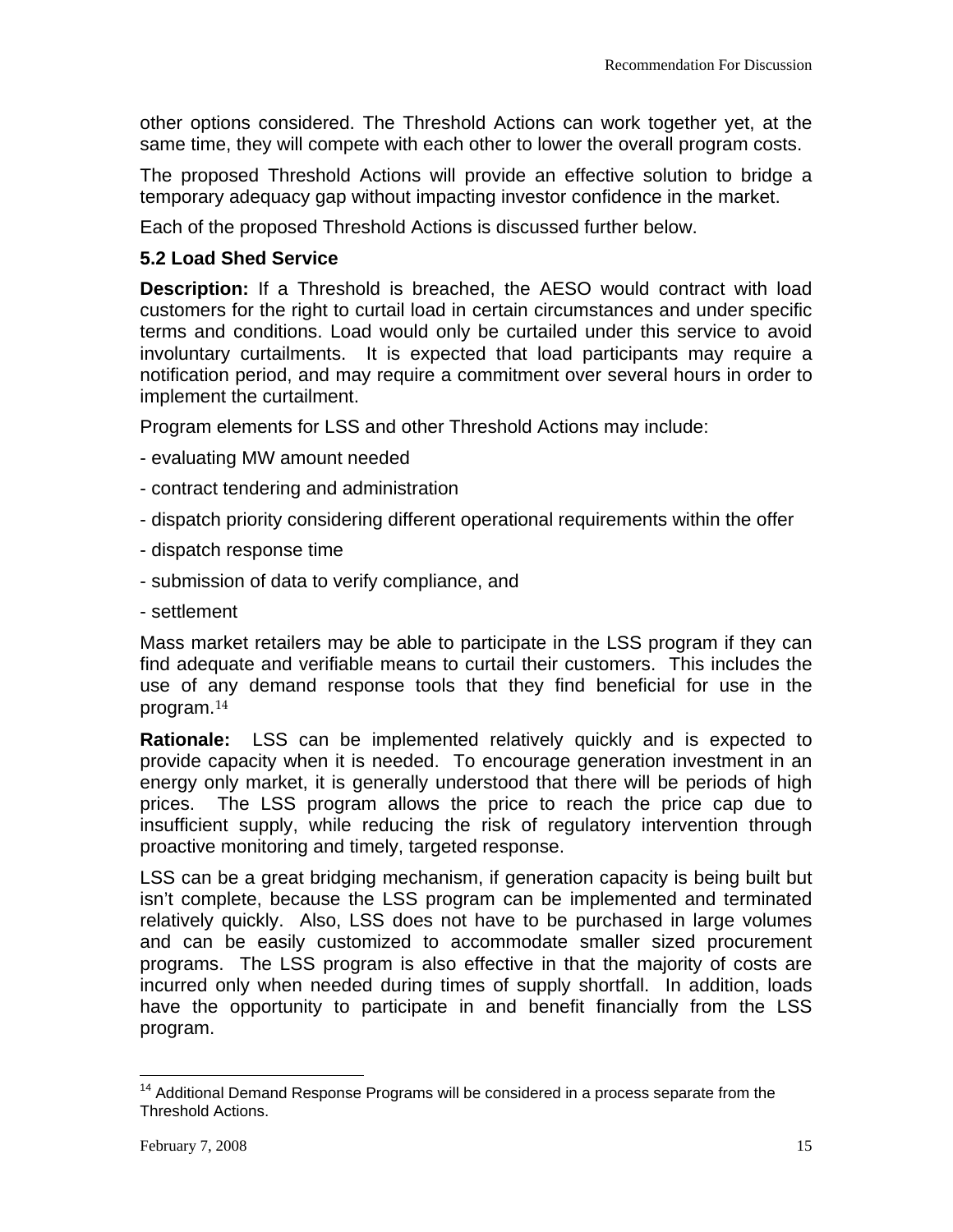other options considered. The Threshold Actions can work together yet, at the same time, they will compete with each other to lower the overall program costs.

The proposed Threshold Actions will provide an effective solution to bridge a temporary adequacy gap without impacting investor confidence in the market.

Each of the proposed Threshold Actions is discussed further below.

### 5.2 Load Shed Service

**Description:** If a Threshold is breached, the AESO would contract with load customers for the right to curtail load in certain circumstances and under specific terms and conditions. Load would only be curtailed under this service to avoid involuntary curtailments. It is expected that load participants may require a notification period, and may require a commitment over several hours in order to implement the curtailment.

Program elements for LSS and other Threshold Actions may include:

- evaluating MW amount needed
- contract tendering and administration
- dispatch priority considering different operational requirements within the offer
- dispatch response time
- submission of data to verify compliance, and
- settlement

Mass market retailers may be able to participate in the LSS program if they can find adequate and verifiable means to curtail their customers. This includes the use of any demand response tools that they find beneficial for use in the program.[14]

**Rationale:** LSS can be implemented relatively quickly and is expected to provide capacity when it is needed. To encourage generation investment in an energy only market, it is generally understood that there will be periods of high prices. The LSS program allows the price to reach the price cap due to insufficient supply, while reducing the risk of regulatory intervention through proactive monitoring and timely, targeted response.

LSS can be a great bridging mechanism, if generation capacity is being built but isn't complete, because the LSS program can be implemented and terminated relatively quickly. Also, LSS does not have to be purchased in large volumes and can be easily customized to accommodate smaller sized procurement programs. The LSS program is also effective in that the majority of costs are incurred only when needed during times of supply shortfall. In addition, loads have the opportunity to participate in and benefit financially from the LSS program.

---

[14] Additional Demand Response Programs will be considered in a process separate from the Threshold Actions.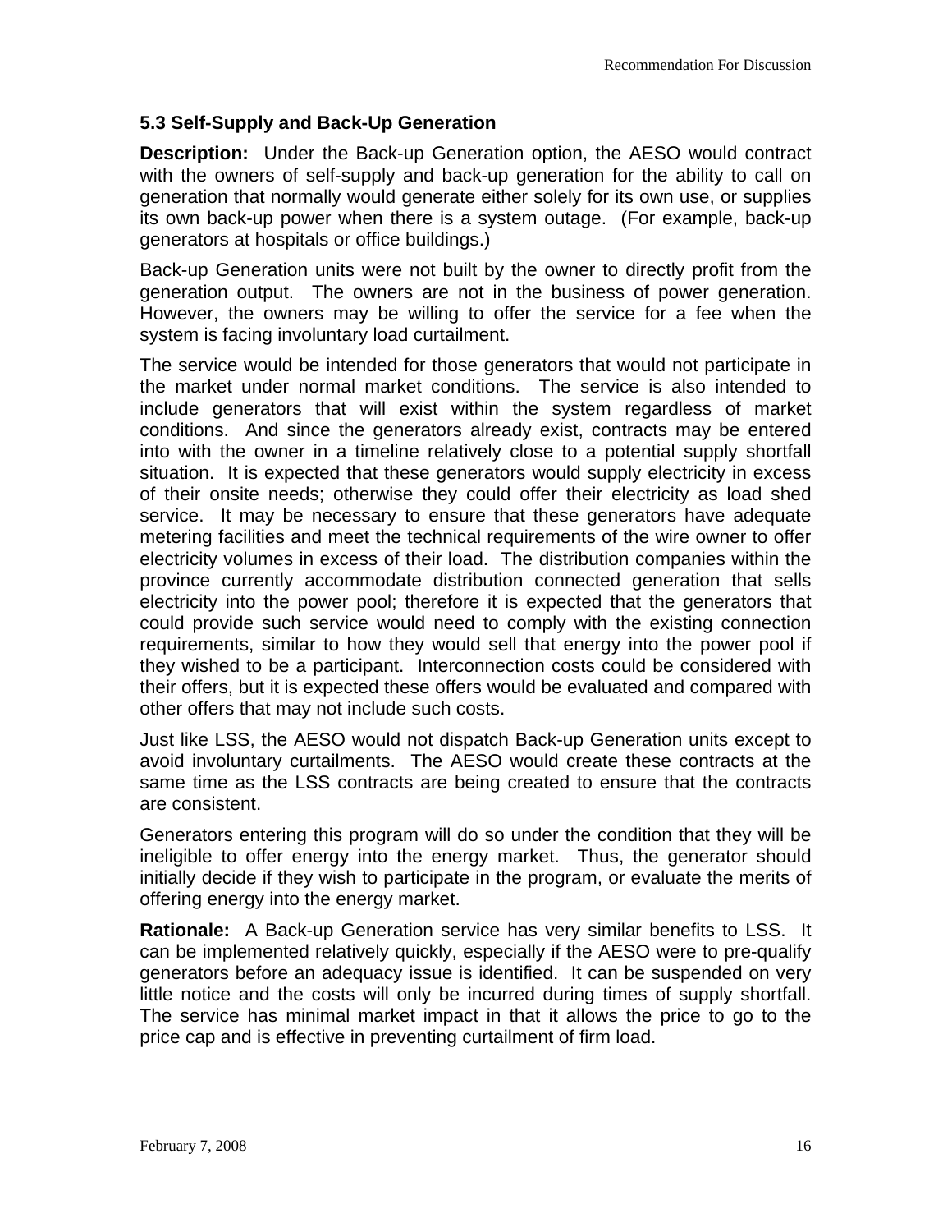### 5.3 Self-Supply and Back-Up Generation

**Description:** Under the Back-up Generation option, the AESO would contract with the owners of self-supply and back-up generation for the ability to call on generation that normally would generate either solely for its own use, or supplies its own back-up power when there is a system outage. (For example, back-up generators at hospitals or office buildings.)

Back-up Generation units were not built by the owner to directly profit from the generation output. The owners are not in the business of power generation. However, the owners may be willing to offer the service for a fee when the system is facing involuntary load curtailment.

The service would be intended for those generators that would not participate in the market under normal market conditions. The service is also intended to include generators that will exist within the system regardless of market conditions. And since the generators already exist, contracts may be entered into with the owner in a timeline relatively close to a potential supply shortfall situation. It is expected that these generators would supply electricity in excess of their onsite needs; otherwise they could offer their electricity as load shed service. It may be necessary to ensure that these generators have adequate metering facilities and meet the technical requirements of the wire owner to offer electricity volumes in excess of their load. The distribution companies within the province currently accommodate distribution connected generation that sells electricity into the power pool; therefore it is expected that the generators that could provide such service would need to comply with the existing connection requirements, similar to how they would sell that energy into the power pool if they wished to be a participant. Interconnection costs could be considered with their offers, but it is expected these offers would be evaluated and compared with other offers that may not include such costs.

Just like LSS, the AESO would not dispatch Back-up Generation units except to avoid involuntary curtailments. The AESO would create these contracts at the same time as the LSS contracts are being created to ensure that the contracts are consistent.

Generators entering this program will do so under the condition that they will be ineligible to offer energy into the energy market. Thus, the generator should initially decide if they wish to participate in the program, or evaluate the merits of offering energy into the energy market.

**Rationale:** A Back-up Generation service has very similar benefits to LSS. It can be implemented relatively quickly, especially if the AESO were to pre-qualify generators before an adequacy issue is identified. It can be suspended on very little notice and the costs will only be incurred during times of supply shortfall. The service has minimal market impact in that it allows the price to go to the price cap and is effective in preventing curtailment of firm load.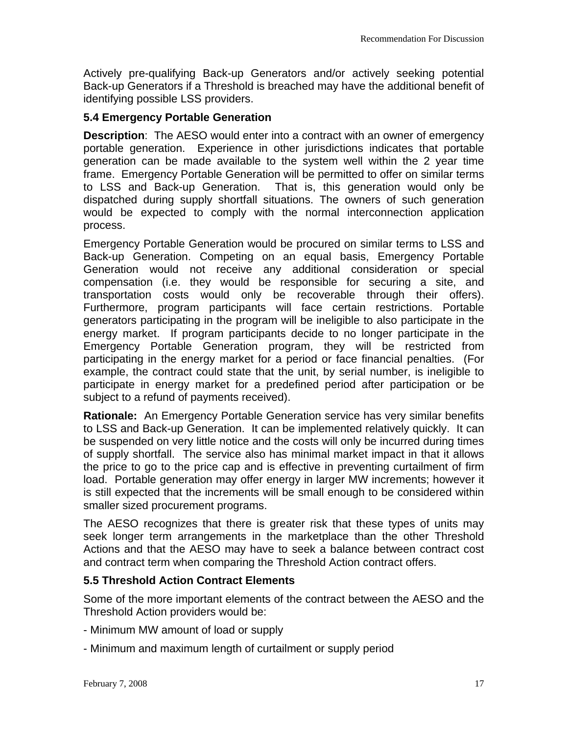Actively pre-qualifying Back-up Generators and/or actively seeking potential Back-up Generators if a Threshold is breached may have the additional benefit of identifying possible LSS providers.

### 5.4 Emergency Portable Generation

**Description**: The AESO would enter into a contract with an owner of emergency portable generation. Experience in other jurisdictions indicates that portable generation can be made available to the system well within the 2 year time frame. Emergency Portable Generation will be permitted to offer on similar terms to LSS and Back-up Generation. That is, this generation would only be dispatched during supply shortfall situations. The owners of such generation would be expected to comply with the normal interconnection application process.

Emergency Portable Generation would be procured on similar terms to LSS and Back-up Generation. Competing on an equal basis, Emergency Portable Generation would not receive any additional consideration or special compensation (i.e. they would be responsible for securing a site, and transportation costs would only be recoverable through their offers). Furthermore, program participants will face certain restrictions. Portable generators participating in the program will be ineligible to also participate in the energy market. If program participants decide to no longer participate in the Emergency Portable Generation program, they will be restricted from participating in the energy market for a period or face financial penalties. (For example, the contract could state that the unit, by serial number, is ineligible to participate in energy market for a predefined period after participation or be subject to a refund of payments received).

**Rationale:** An Emergency Portable Generation service has very similar benefits to LSS and Back-up Generation. It can be implemented relatively quickly. It can be suspended on very little notice and the costs will only be incurred during times of supply shortfall. The service also has minimal market impact in that it allows the price to go to the price cap and is effective in preventing curtailment of firm load. Portable generation may offer energy in larger MW increments; however it is still expected that the increments will be small enough to be considered within smaller sized procurement programs.

The AESO recognizes that there is greater risk that these types of units may seek longer term arrangements in the marketplace than the other Threshold Actions and that the AESO may have to seek a balance between contract cost and contract term when comparing the Threshold Action contract offers.

### 5.5 Threshold Action Contract Elements

Some of the more important elements of the contract between the AESO and the Threshold Action providers would be:

- Minimum MW amount of load or supply
- Minimum and maximum length of curtailment or supply period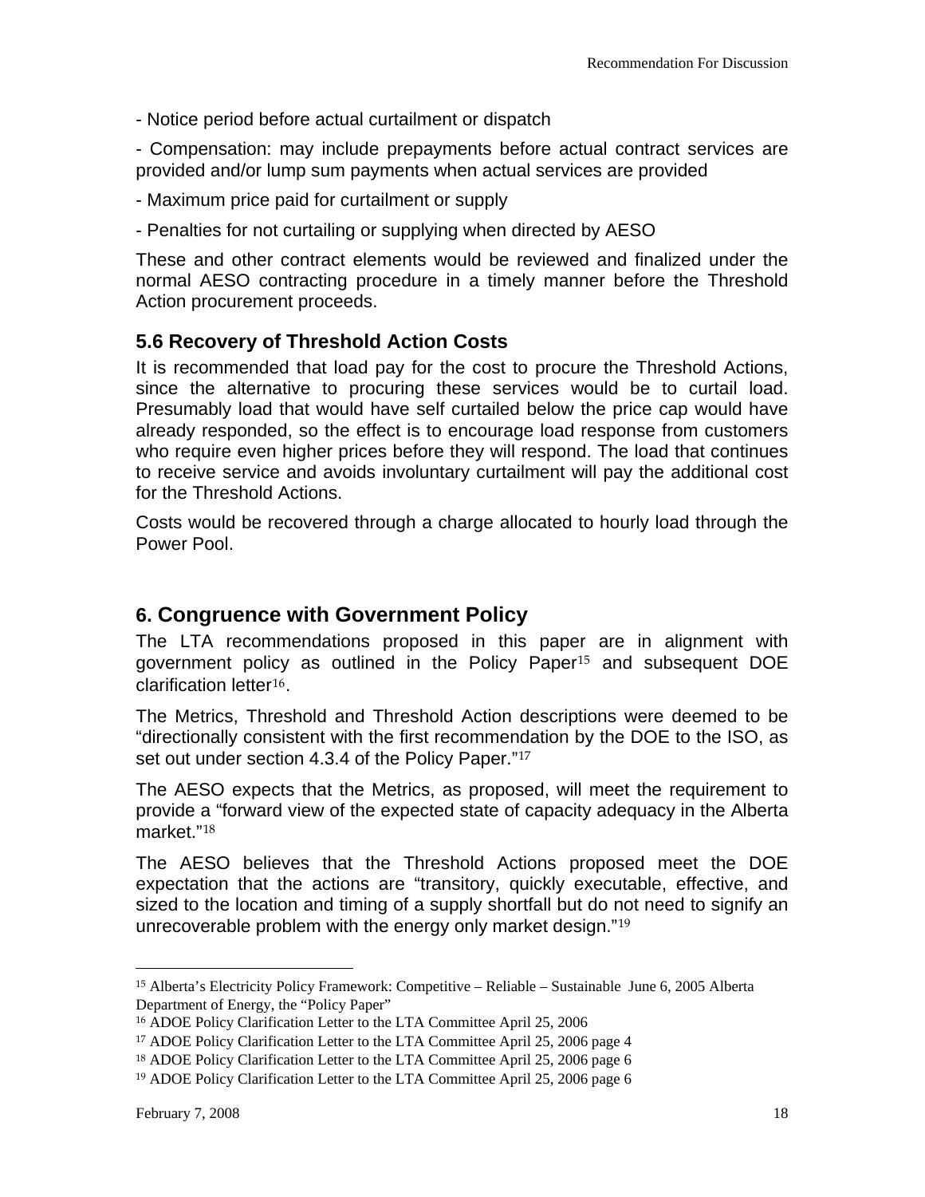- Notice period before actual curtailment or dispatch

- Compensation: may include prepayments before actual contract services are provided and/or lump sum payments when actual services are provided

- Maximum price paid for curtailment or supply

- Penalties for not curtailing or supplying when directed by AESO

These and other contract elements would be reviewed and finalized under the normal AESO contracting procedure in a timely manner before the Threshold Action procurement proceeds.

### 5.6 Recovery of Threshold Action Costs

It is recommended that load pay for the cost to procure the Threshold Actions, since the alternative to procuring these services would be to curtail load. Presumably load that would have self curtailed below the price cap would have already responded, so the effect is to encourage load response from customers who require even higher prices before they will respond. The load that continues to receive service and avoids involuntary curtailment will pay the additional cost for the Threshold Actions.

Costs would be recovered through a charge allocated to hourly load through the Power Pool.

## 6. Congruence with Government Policy

The LTA recommendations proposed in this paper are in alignment with government policy as outlined in the Policy Paper[15] and subsequent DOE clarification letter[16].

The Metrics, Threshold and Threshold Action descriptions were deemed to be "directionally consistent with the first recommendation by the DOE to the ISO, as set out under section 4.3.4 of the Policy Paper."[17]

The AESO expects that the Metrics, as proposed, will meet the requirement to provide a "forward view of the expected state of capacity adequacy in the Alberta market."[18]

The AESO believes that the Threshold Actions proposed meet the DOE expectation that the actions are "transitory, quickly executable, effective, and sized to the location and timing of a supply shortfall but do not need to signify an unrecoverable problem with the energy only market design."[19]

---

[15] Alberta's Electricity Policy Framework: Competitive – Reliable – Sustainable June 6, 2005 Alberta Department of Energy, the "Policy Paper"

[16] ADOE Policy Clarification Letter to the LTA Committee April 25, 2006

[17] ADOE Policy Clarification Letter to the LTA Committee April 25, 2006 page 4

[18] ADOE Policy Clarification Letter to the LTA Committee April 25, 2006 page 6

[19] ADOE Policy Clarification Letter to the LTA Committee April 25, 2006 page 6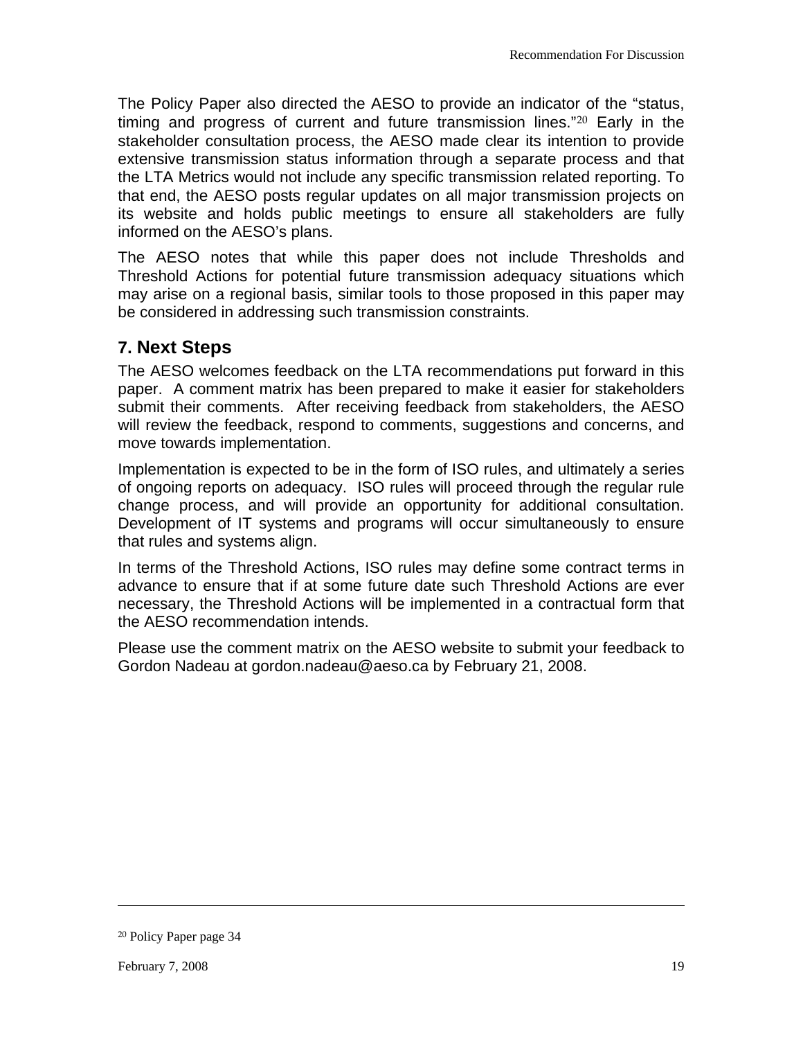The Policy Paper also directed the AESO to provide an indicator of the "status, timing and progress of current and future transmission lines."[20] Early in the stakeholder consultation process, the AESO made clear its intention to provide extensive transmission status information through a separate process and that the LTA Metrics would not include any specific transmission related reporting. To that end, the AESO posts regular updates on all major transmission projects on its website and holds public meetings to ensure all stakeholders are fully informed on the AESO's plans.

The AESO notes that while this paper does not include Thresholds and Threshold Actions for potential future transmission adequacy situations which may arise on a regional basis, similar tools to those proposed in this paper may be considered in addressing such transmission constraints.

## 7. Next Steps

The AESO welcomes feedback on the LTA recommendations put forward in this paper. A comment matrix has been prepared to make it easier for stakeholders submit their comments. After receiving feedback from stakeholders, the AESO will review the feedback, respond to comments, suggestions and concerns, and move towards implementation.

Implementation is expected to be in the form of ISO rules, and ultimately a series of ongoing reports on adequacy. ISO rules will proceed through the regular rule change process, and will provide an opportunity for additional consultation. Development of IT systems and programs will occur simultaneously to ensure that rules and systems align.

In terms of the Threshold Actions, ISO rules may define some contract terms in advance to ensure that if at some future date such Threshold Actions are ever necessary, the Threshold Actions will be implemented in a contractual form that the AESO recommendation intends.

Please use the comment matrix on the AESO website to submit your feedback to Gordon Nadeau at gordon.nadeau@aeso.ca by February 21, 2008.

[20] Policy Paper page 34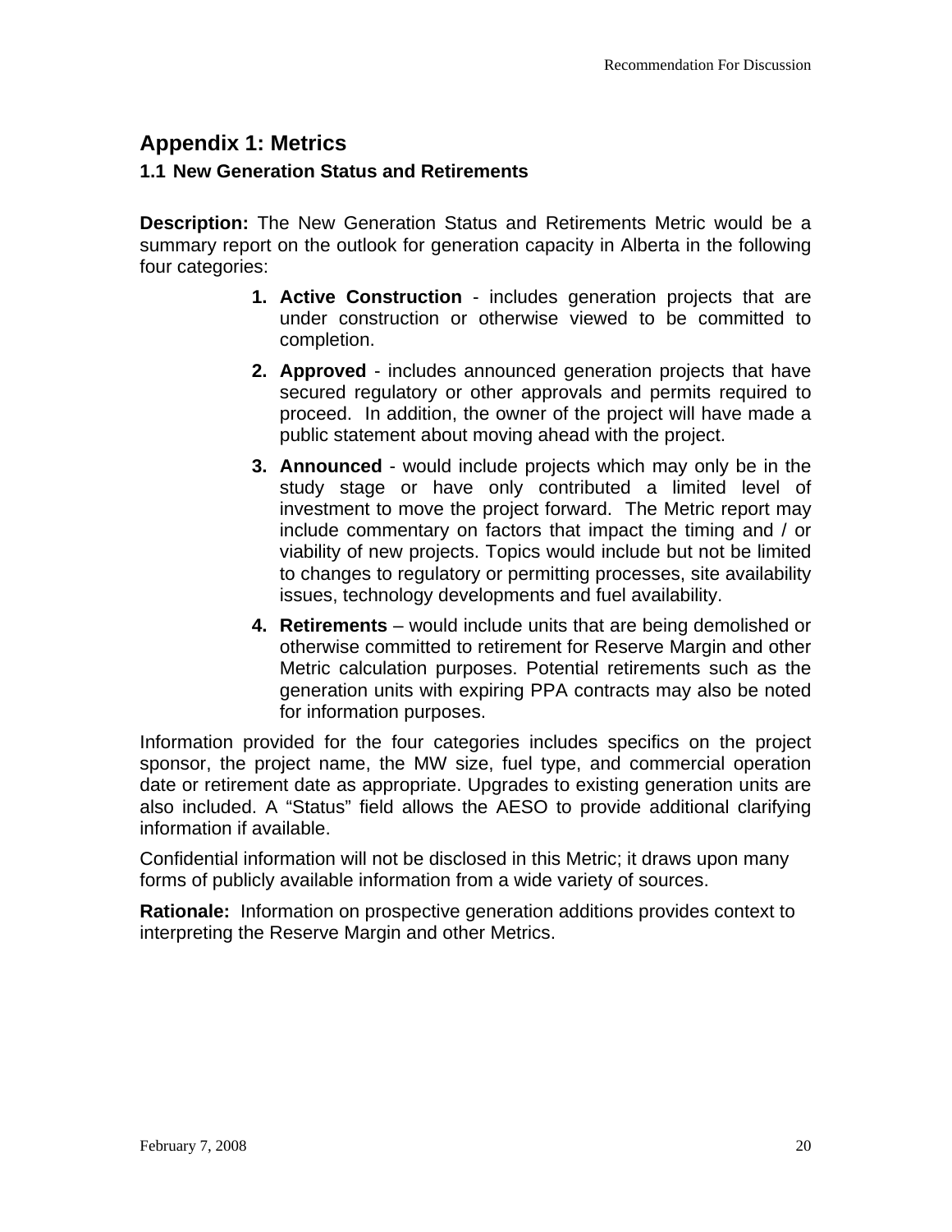# Appendix 1: Metrics

## 1.1 New Generation Status and Retirements

**Description:** The New Generation Status and Retirements Metric would be a summary report on the outlook for generation capacity in Alberta in the following four categories:

1. **Active Construction** - includes generation projects that are under construction or otherwise viewed to be committed to completion.
2. **Approved** - includes announced generation projects that have secured regulatory or other approvals and permits required to proceed. In addition, the owner of the project will have made a public statement about moving ahead with the project.
3. **Announced** - would include projects which may only be in the study stage or have only contributed a limited level of investment to move the project forward. The Metric report may include commentary on factors that impact the timing and / or viability of new projects. Topics would include but not be limited to changes to regulatory or permitting processes, site availability issues, technology developments and fuel availability.
4. **Retirements** – would include units that are being demolished or otherwise committed to retirement for Reserve Margin and other Metric calculation purposes. Potential retirements such as the generation units with expiring PPA contracts may also be noted for information purposes.

Information provided for the four categories includes specifics on the project sponsor, the project name, the MW size, fuel type, and commercial operation date or retirement date as appropriate. Upgrades to existing generation units are also included. A "Status" field allows the AESO to provide additional clarifying information if available.

Confidential information will not be disclosed in this Metric; it draws upon many forms of publicly available information from a wide variety of sources.

**Rationale:** Information on prospective generation additions provides context to interpreting the Reserve Margin and other Metrics.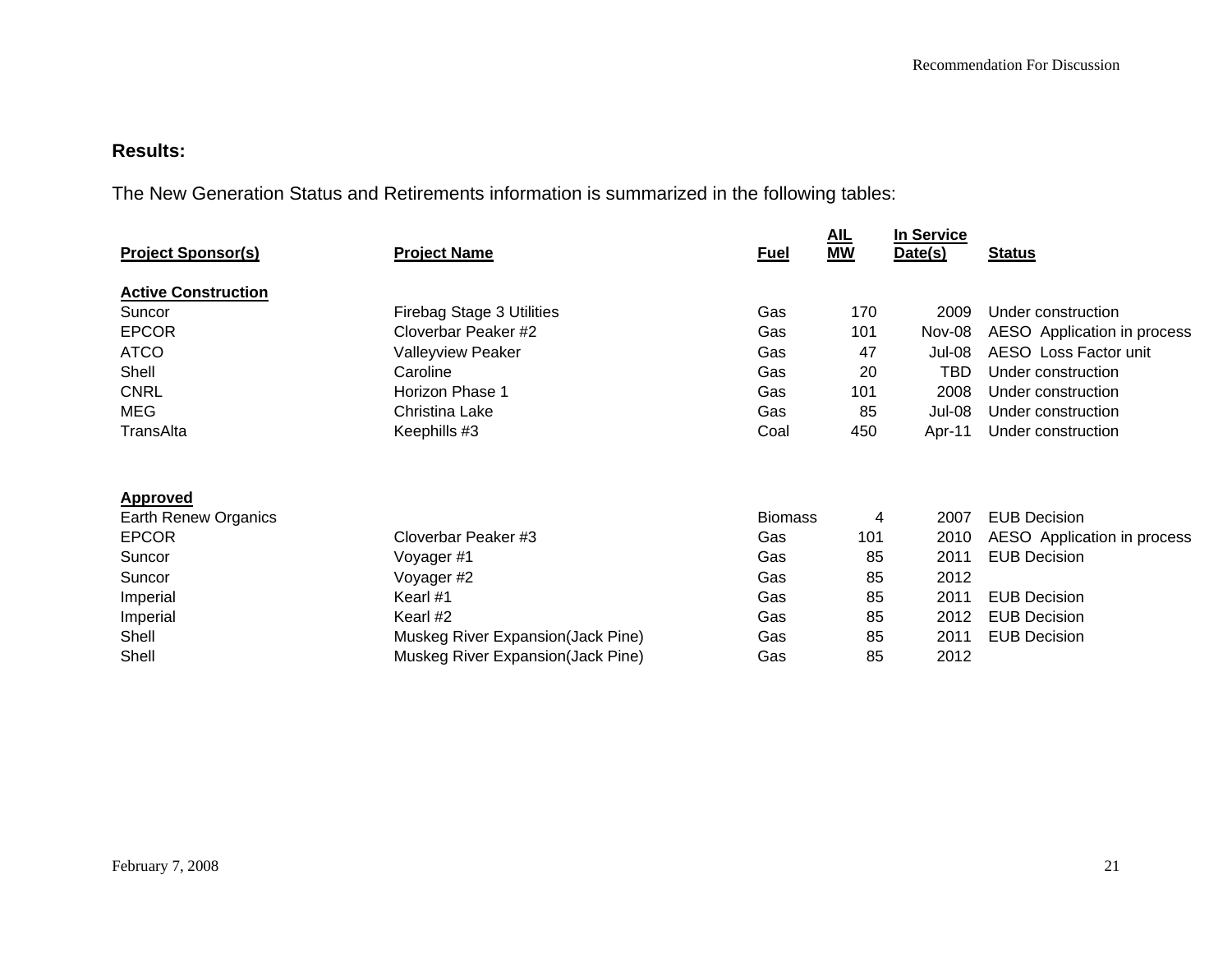**Results:**

The New Generation Status and Retirements information is summarized in the following tables:

| Project Sponsor(s) | Project Name | Fuel | AIL MW | In Service Date(s) | Status |
|---|---|---|---|---|---|
| **Active Construction** | | | | | |
| Suncor | Firebag Stage 3 Utilities | Gas | 170 | 2009 | Under construction |
| EPCOR | Cloverbar Peaker #2 | Gas | 101 | Nov-08 | AESO Application in process |
| ATCO | Valleyview Peaker | Gas | 47 | Jul-08 | AESO Loss Factor unit |
| Shell | Caroline | Gas | 20 | TBD | Under construction |
| CNRL | Horizon Phase 1 | Gas | 101 | 2008 | Under construction |
| MEG | Christina Lake | Gas | 85 | Jul-08 | Under construction |
| TransAlta | Keephills #3 | Coal | 450 | Apr-11 | Under construction |
| **Approved** | | | | | |
| Earth Renew Organics | | Biomass | 4 | 2007 | EUB Decision |
| EPCOR | Cloverbar Peaker #3 | Gas | 101 | 2010 | AESO Application in process |
| Suncor | Voyager #1 | Gas | 85 | 2011 | EUB Decision |
| Suncor | Voyager #2 | Gas | 85 | 2012 | |
| Imperial | Kearl #1 | Gas | 85 | 2011 | EUB Decision |
| Imperial | Kearl #2 | Gas | 85 | 2012 | EUB Decision |
| Shell | Muskeg River Expansion(Jack Pine) | Gas | 85 | 2011 | EUB Decision |
| Shell | Muskeg River Expansion(Jack Pine) | Gas | 85 | 2012 | |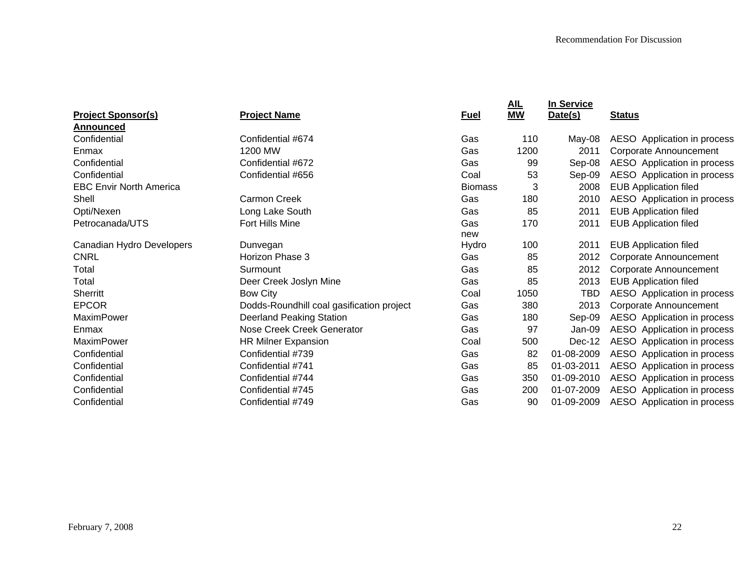| Project Sponsor(s) | Project Name | Fuel | AIL MW | In Service Date(s) | Status |
|---|---|---|---|---|---|
| **Announced** | | | | | |
| Confidential | Confidential #674 | Gas | 110 | May-08 | AESO Application in process |
| Enmax | 1200 MW | Gas | 1200 | 2011 | Corporate Announcement |
| Confidential | Confidential #672 | Gas | 99 | Sep-08 | AESO Application in process |
| Confidential | Confidential #656 | Coal | 53 | Sep-09 | AESO Application in process |
| EBC Envir North America | | Biomass | 3 | 2008 | EUB Application filed |
| Shell | Carmon Creek | Gas | 180 | 2010 | AESO Application in process |
| Opti/Nexen | Long Lake South | Gas | 85 | 2011 | EUB Application filed |
| Petrocanada/UTS | Fort Hills Mine | Gas | 170 | 2011 | EUB Application filed |
| Canadian Hydro Developers | Dunvegan | new Hydro | 100 | 2011 | EUB Application filed |
| CNRL | Horizon Phase 3 | Gas | 85 | 2012 | Corporate Announcement |
| Total | Surmount | Gas | 85 | 2012 | Corporate Announcement |
| Total | Deer Creek Joslyn Mine | Gas | 85 | 2013 | EUB Application filed |
| Sherritt | Bow City | Coal | 1050 | TBD | AESO Application in process |
| EPCOR | Dodds-Roundhill coal gasification project | Gas | 380 | 2013 | Corporate Announcement |
| MaximPower | Deerland Peaking Station | Gas | 180 | Sep-09 | AESO Application in process |
| Enmax | Nose Creek Creek Generator | Gas | 97 | Jan-09 | AESO Application in process |
| MaximPower | HR Milner Expansion | Coal | 500 | Dec-12 | AESO Application in process |
| Confidential | Confidential #739 | Gas | 82 | 01-08-2009 | AESO Application in process |
| Confidential | Confidential #741 | Gas | 85 | 01-03-2011 | AESO Application in process |
| Confidential | Confidential #744 | Gas | 350 | 01-09-2010 | AESO Application in process |
| Confidential | Confidential #745 | Gas | 200 | 01-07-2009 | AESO Application in process |
| Confidential | Confidential #749 | Gas | 90 | 01-09-2009 | AESO Application in process |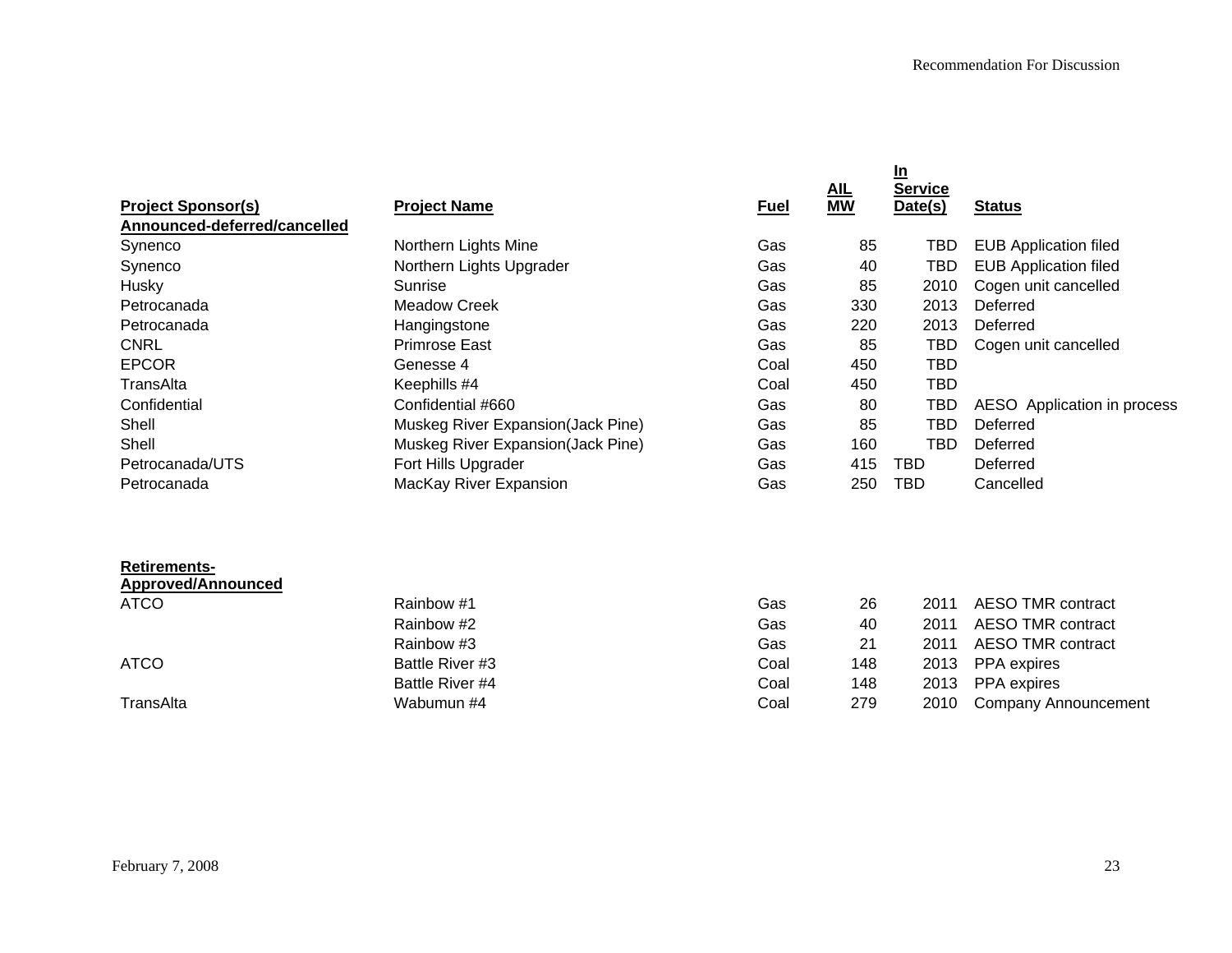| Project Sponsor(s) | Project Name | Fuel | AIL MW | In Service Date(s) | Status |
|---|---|---|---|---|---|
| **Announced-deferred/cancelled** | | | | | |
| Synenco | Northern Lights Mine | Gas | 85 | TBD | EUB Application filed |
| Synenco | Northern Lights Upgrader | Gas | 40 | TBD | EUB Application filed |
| Husky | Sunrise | Gas | 85 | 2010 | Cogen unit cancelled |
| Petrocanada | Meadow Creek | Gas | 330 | 2013 | Deferred |
| Petrocanada | Hangingstone | Gas | 220 | 2013 | Deferred |
| CNRL | Primrose East | Gas | 85 | TBD | Cogen unit cancelled |
| EPCOR | Genesse 4 | Coal | 450 | TBD | |
| TransAlta | Keephills #4 | Coal | 450 | TBD | |
| Confidential | Confidential #660 | Gas | 80 | TBD | AESO Application in process |
| Shell | Muskeg River Expansion(Jack Pine) | Gas | 85 | TBD | Deferred |
| Shell | Muskeg River Expansion(Jack Pine) | Gas | 160 | TBD | Deferred |
| Petrocanada/UTS | Fort Hills Upgrader | Gas | 415 | TBD | Deferred |
| Petrocanada | MacKay River Expansion | Gas | 250 | TBD | Cancelled |
| | | | | | |
| **Retirements-Approved/Announced** | | | | | |
| ATCO | Rainbow #1 | Gas | 26 | 2011 | AESO TMR contract |
| | Rainbow #2 | Gas | 40 | 2011 | AESO TMR contract |
| | Rainbow #3 | Gas | 21 | 2011 | AESO TMR contract |
| ATCO | Battle River #3 | Coal | 148 | 2013 | PPA expires |
| | Battle River #4 | Coal | 148 | 2013 | PPA expires |
| TransAlta | Wabumun #4 | Coal | 279 | 2010 | Company Announcement |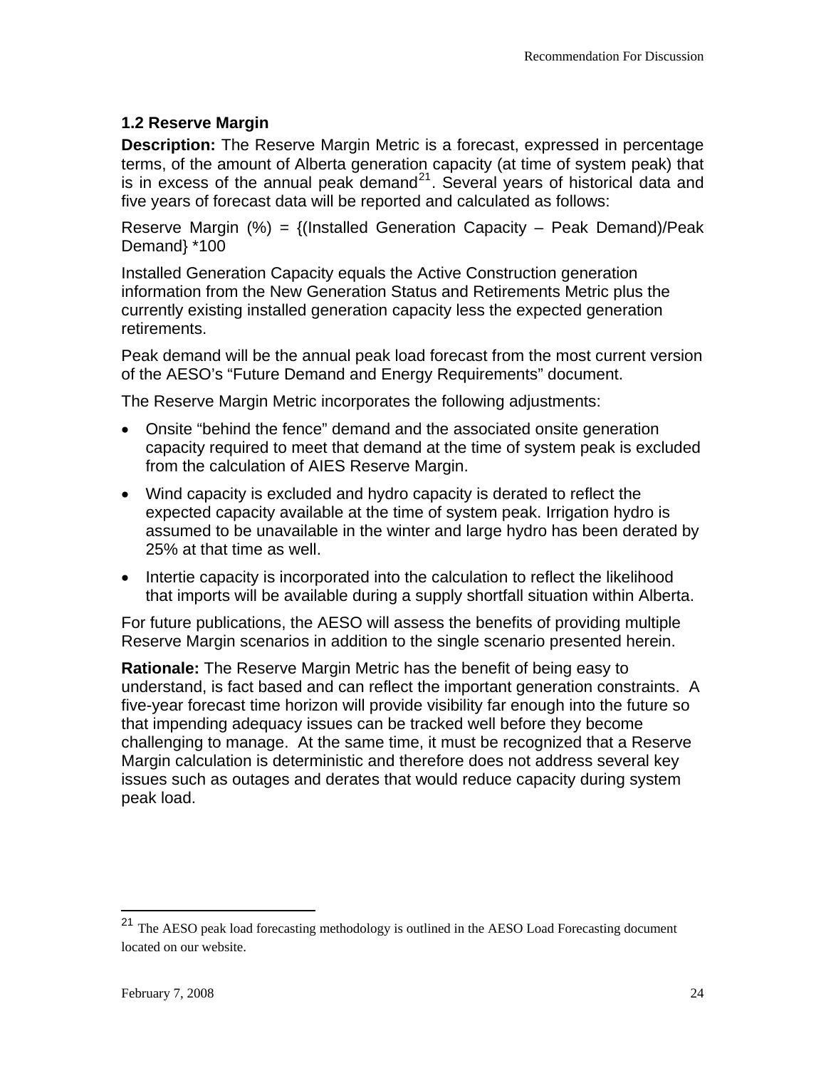### 1.2 Reserve Margin

**Description:** The Reserve Margin Metric is a forecast, expressed in percentage terms, of the amount of Alberta generation capacity (at time of system peak) that is in excess of the annual peak demand[21]. Several years of historical data and five years of forecast data will be reported and calculated as follows:

Reserve Margin (%) = {(Installed Generation Capacity – Peak Demand)/Peak Demand} *100

Installed Generation Capacity equals the Active Construction generation information from the New Generation Status and Retirements Metric plus the currently existing installed generation capacity less the expected generation retirements.

Peak demand will be the annual peak load forecast from the most current version of the AESO's "Future Demand and Energy Requirements" document.

The Reserve Margin Metric incorporates the following adjustments:

- Onsite "behind the fence" demand and the associated onsite generation capacity required to meet that demand at the time of system peak is excluded from the calculation of AIES Reserve Margin.
- Wind capacity is excluded and hydro capacity is derated to reflect the expected capacity available at the time of system peak. Irrigation hydro is assumed to be unavailable in the winter and large hydro has been derated by 25% at that time as well.
- Intertie capacity is incorporated into the calculation to reflect the likelihood that imports will be available during a supply shortfall situation within Alberta.

For future publications, the AESO will assess the benefits of providing multiple Reserve Margin scenarios in addition to the single scenario presented herein.

**Rationale:** The Reserve Margin Metric has the benefit of being easy to understand, is fact based and can reflect the important generation constraints. A five-year forecast time horizon will provide visibility far enough into the future so that impending adequacy issues can be tracked well before they become challenging to manage. At the same time, it must be recognized that a Reserve Margin calculation is deterministic and therefore does not address several key issues such as outages and derates that would reduce capacity during system peak load.

---

[21] The AESO peak load forecasting methodology is outlined in the AESO Load Forecasting document located on our website.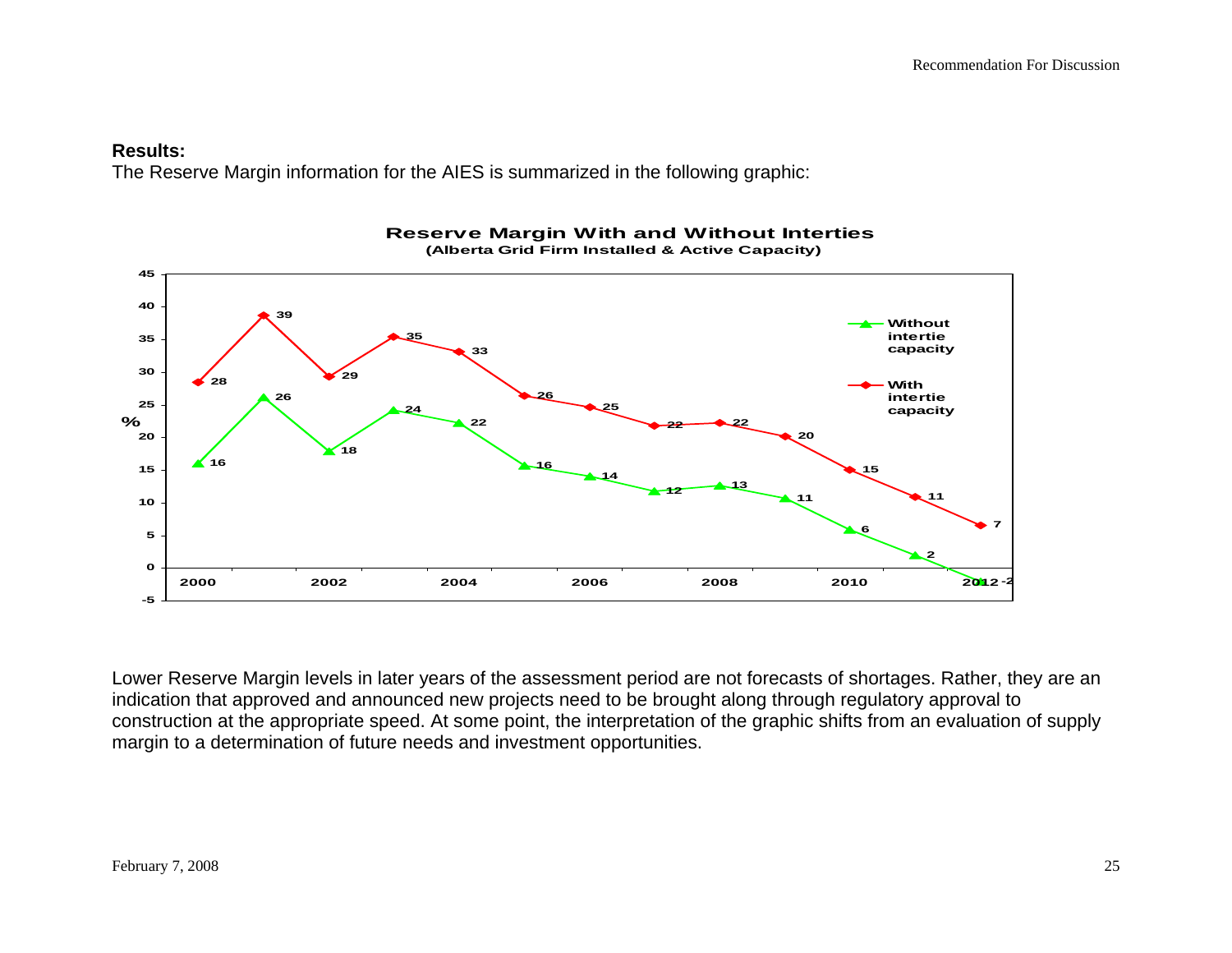**Results:**

The Reserve Margin information for the AIES is summarized in the following graphic:

**Reserve Margin With and Without Interties**
**(Alberta Grid Firm Installed & Active Capacity)**

| Year | Without intertie capacity (%) | With intertie capacity (%) |
|---|---|---|
| 2000 | 16 | 28 |
| 2001 | 26 | 39 |
| 2002 | 18 | 29 |
| 2003 | 24 | 35 |
| 2004 | 22 | 33 |
| 2005 | 16 | 26 |
| 2006 | 14 | 25 |
| 2007 | 12 | 22 |
| 2008 | 13 | 22 |
| 2009 | 11 | 20 |
| 2010 | 6 | 15 |
| 2011 | 2 | 11 |
| 2012 | -2 | 7 |

Lower Reserve Margin levels in later years of the assessment period are not forecasts of shortages. Rather, they are an indication that approved and announced new projects need to be brought along through regulatory approval to construction at the appropriate speed. At some point, the interpretation of the graphic shifts from an evaluation of supply margin to a determination of future needs and investment opportunities.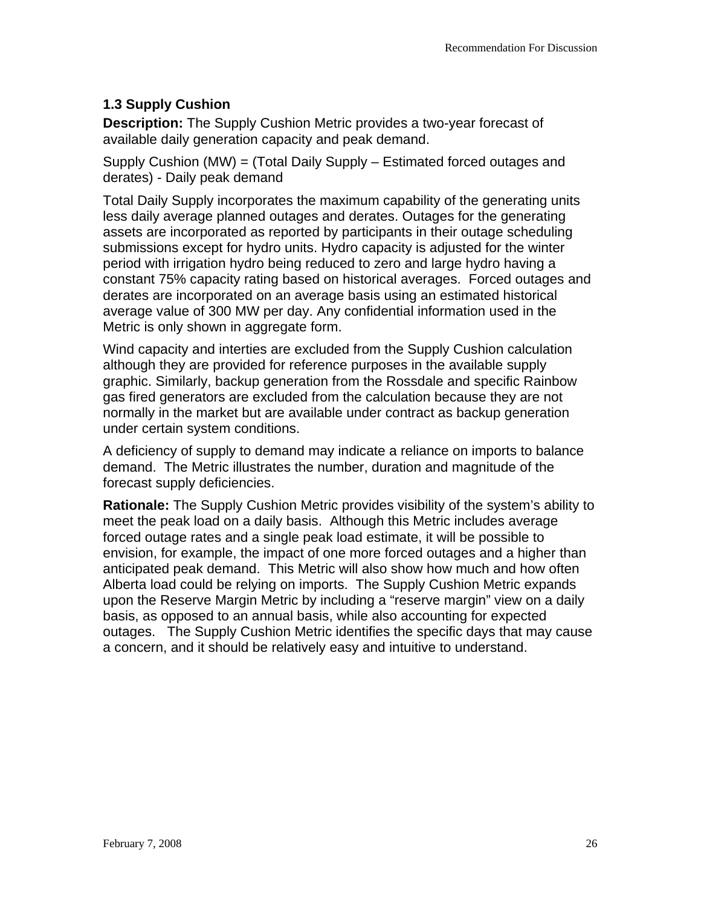### 1.3 Supply Cushion

**Description:** The Supply Cushion Metric provides a two-year forecast of available daily generation capacity and peak demand.

Supply Cushion (MW) = (Total Daily Supply – Estimated forced outages and derates) - Daily peak demand

Total Daily Supply incorporates the maximum capability of the generating units less daily average planned outages and derates. Outages for the generating assets are incorporated as reported by participants in their outage scheduling submissions except for hydro units. Hydro capacity is adjusted for the winter period with irrigation hydro being reduced to zero and large hydro having a constant 75% capacity rating based on historical averages. Forced outages and derates are incorporated on an average basis using an estimated historical average value of 300 MW per day. Any confidential information used in the Metric is only shown in aggregate form.

Wind capacity and interties are excluded from the Supply Cushion calculation although they are provided for reference purposes in the available supply graphic. Similarly, backup generation from the Rossdale and specific Rainbow gas fired generators are excluded from the calculation because they are not normally in the market but are available under contract as backup generation under certain system conditions.

A deficiency of supply to demand may indicate a reliance on imports to balance demand. The Metric illustrates the number, duration and magnitude of the forecast supply deficiencies.

**Rationale:** The Supply Cushion Metric provides visibility of the system's ability to meet the peak load on a daily basis. Although this Metric includes average forced outage rates and a single peak load estimate, it will be possible to envision, for example, the impact of one more forced outages and a higher than anticipated peak demand. This Metric will also show how much and how often Alberta load could be relying on imports. The Supply Cushion Metric expands upon the Reserve Margin Metric by including a "reserve margin" view on a daily basis, as opposed to an annual basis, while also accounting for expected outages. The Supply Cushion Metric identifies the specific days that may cause a concern, and it should be relatively easy and intuitive to understand.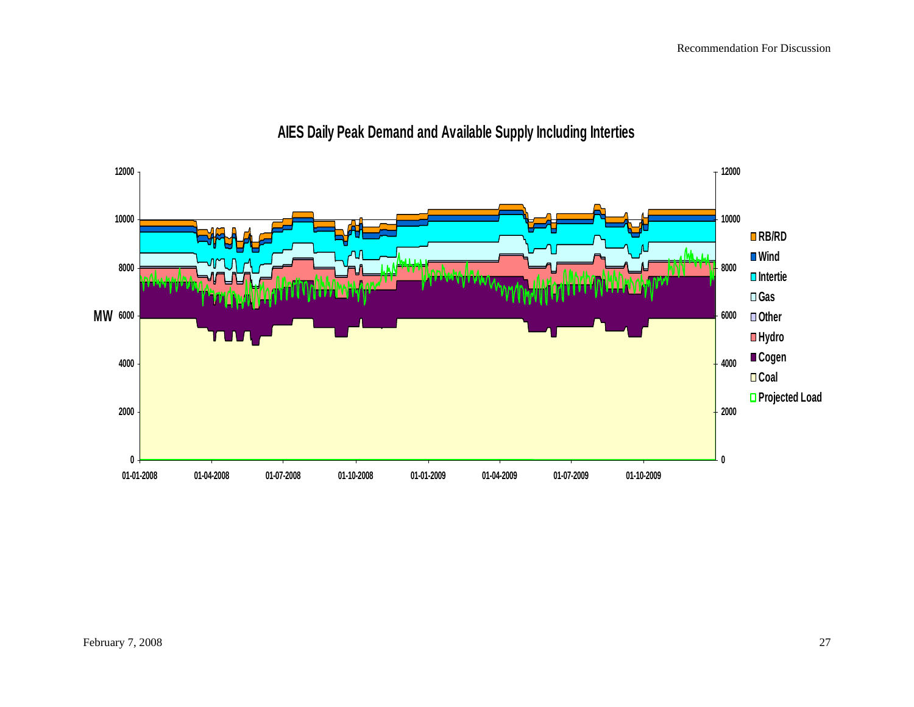## AIES Daily Peak Demand and Available Supply Including Interties

MW

Y-axis: 0, 2000, 4000, 6000, 8000, 10000, 12000

X-axis: 01-01-2008, 01-04-2008, 01-07-2008, 01-10-2008, 01-01-2009, 01-04-2009, 01-07-2009, 01-10-2009

Legend:
- RB/RD
- Wind
- Intertie
- Gas
- Other
- Hydro
- Cogen
- Coal
- Projected Load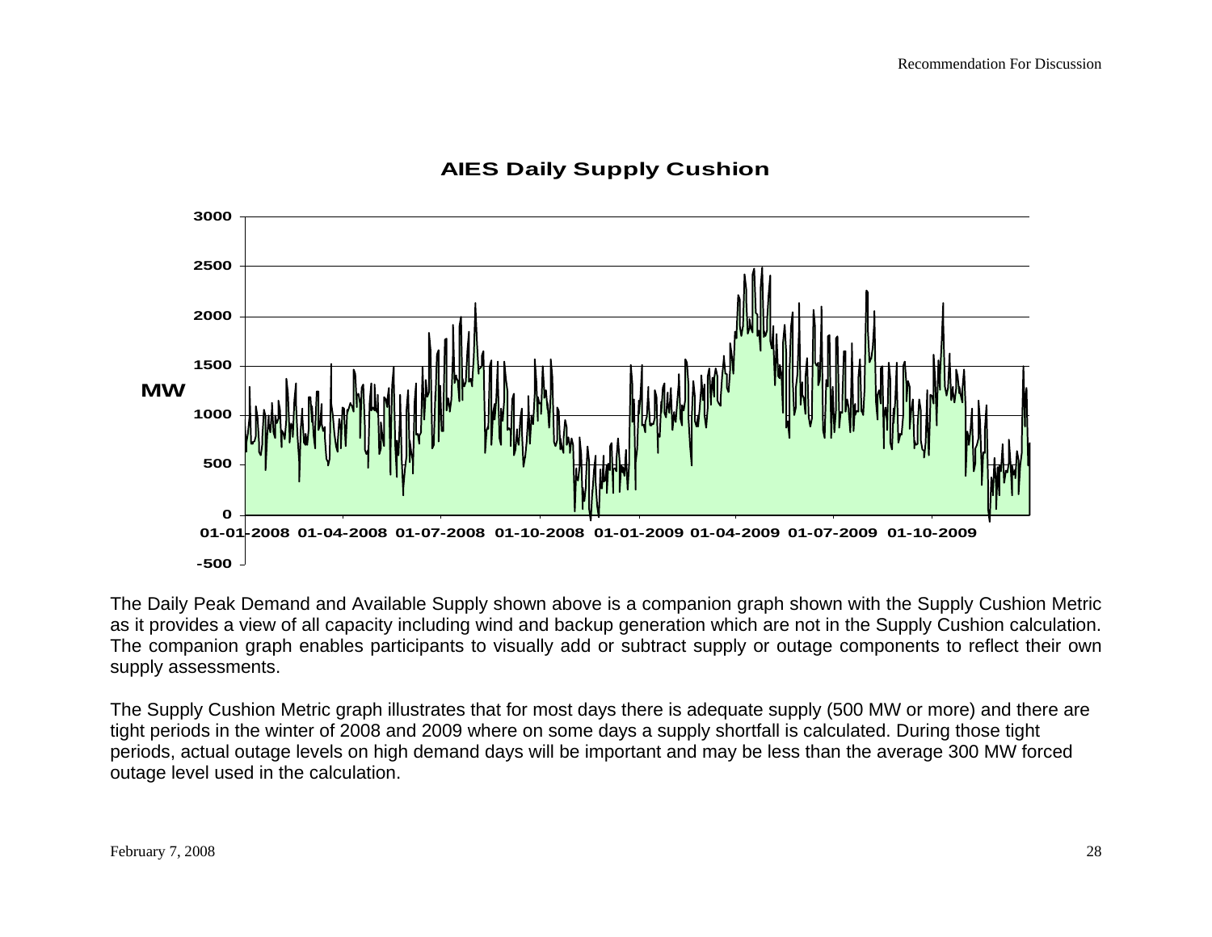**AIES Daily Supply Cushion**

The Daily Peak Demand and Available Supply shown above is a companion graph shown with the Supply Cushion Metric as it provides a view of all capacity including wind and backup generation which are not in the Supply Cushion calculation. The companion graph enables participants to visually add or subtract supply or outage components to reflect their own supply assessments.

The Supply Cushion Metric graph illustrates that for most days there is adequate supply (500 MW or more) and there are tight periods in the winter of 2008 and 2009 where on some days a supply shortfall is calculated. During those tight periods, actual outage levels on high demand days will be important and may be less than the average 300 MW forced outage level used in the calculation.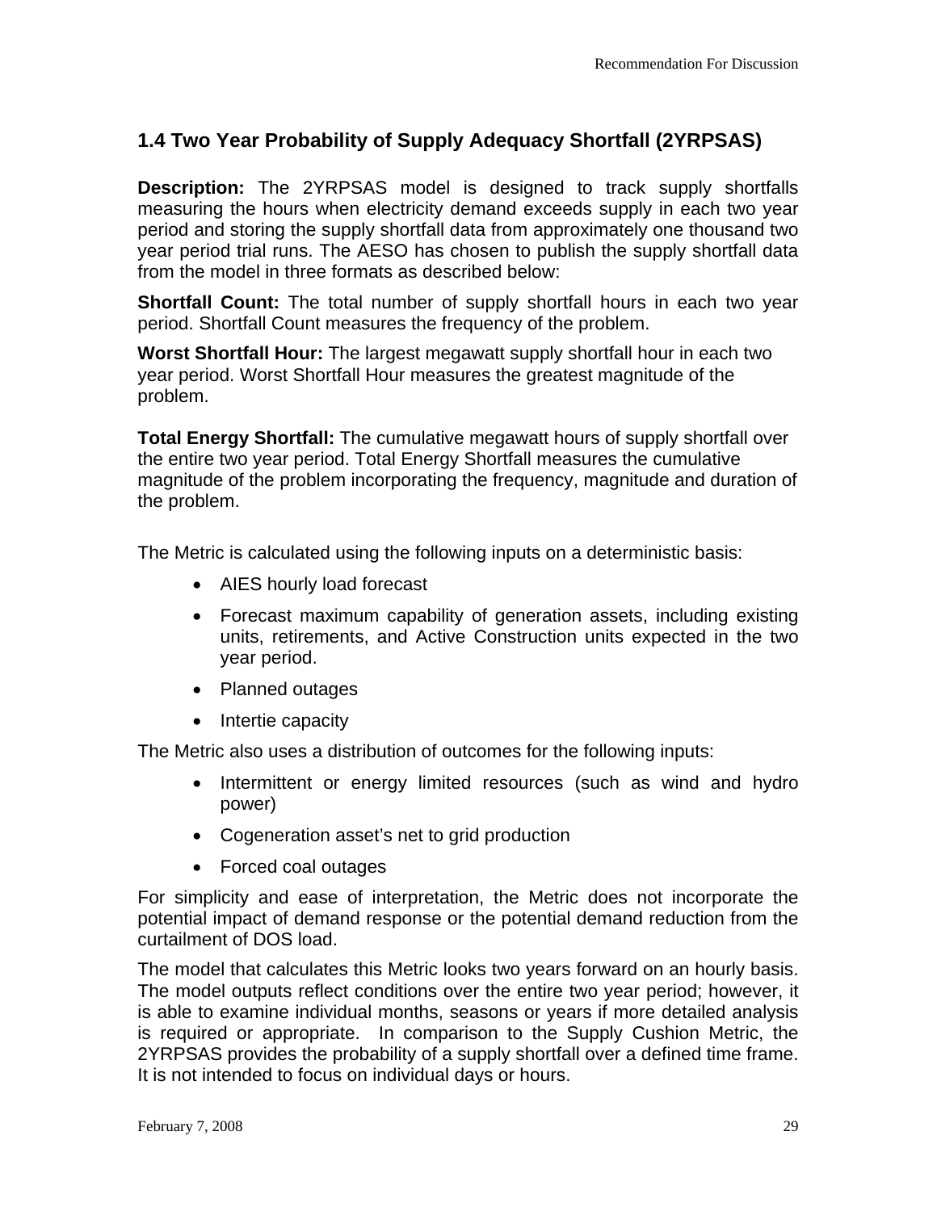## 1.4 Two Year Probability of Supply Adequacy Shortfall (2YRPSAS)

**Description:** The 2YRPSAS model is designed to track supply shortfalls measuring the hours when electricity demand exceeds supply in each two year period and storing the supply shortfall data from approximately one thousand two year period trial runs. The AESO has chosen to publish the supply shortfall data from the model in three formats as described below:

**Shortfall Count:** The total number of supply shortfall hours in each two year period. Shortfall Count measures the frequency of the problem.

**Worst Shortfall Hour:** The largest megawatt supply shortfall hour in each two year period. Worst Shortfall Hour measures the greatest magnitude of the problem.

**Total Energy Shortfall:** The cumulative megawatt hours of supply shortfall over the entire two year period. Total Energy Shortfall measures the cumulative magnitude of the problem incorporating the frequency, magnitude and duration of the problem.

The Metric is calculated using the following inputs on a deterministic basis:

- AIES hourly load forecast
- Forecast maximum capability of generation assets, including existing units, retirements, and Active Construction units expected in the two year period.
- Planned outages
- Intertie capacity

The Metric also uses a distribution of outcomes for the following inputs:

- Intermittent or energy limited resources (such as wind and hydro power)
- Cogeneration asset's net to grid production
- Forced coal outages

For simplicity and ease of interpretation, the Metric does not incorporate the potential impact of demand response or the potential demand reduction from the curtailment of DOS load.

The model that calculates this Metric looks two years forward on an hourly basis. The model outputs reflect conditions over the entire two year period; however, it is able to examine individual months, seasons or years if more detailed analysis is required or appropriate. In comparison to the Supply Cushion Metric, the 2YRPSAS provides the probability of a supply shortfall over a defined time frame. It is not intended to focus on individual days or hours.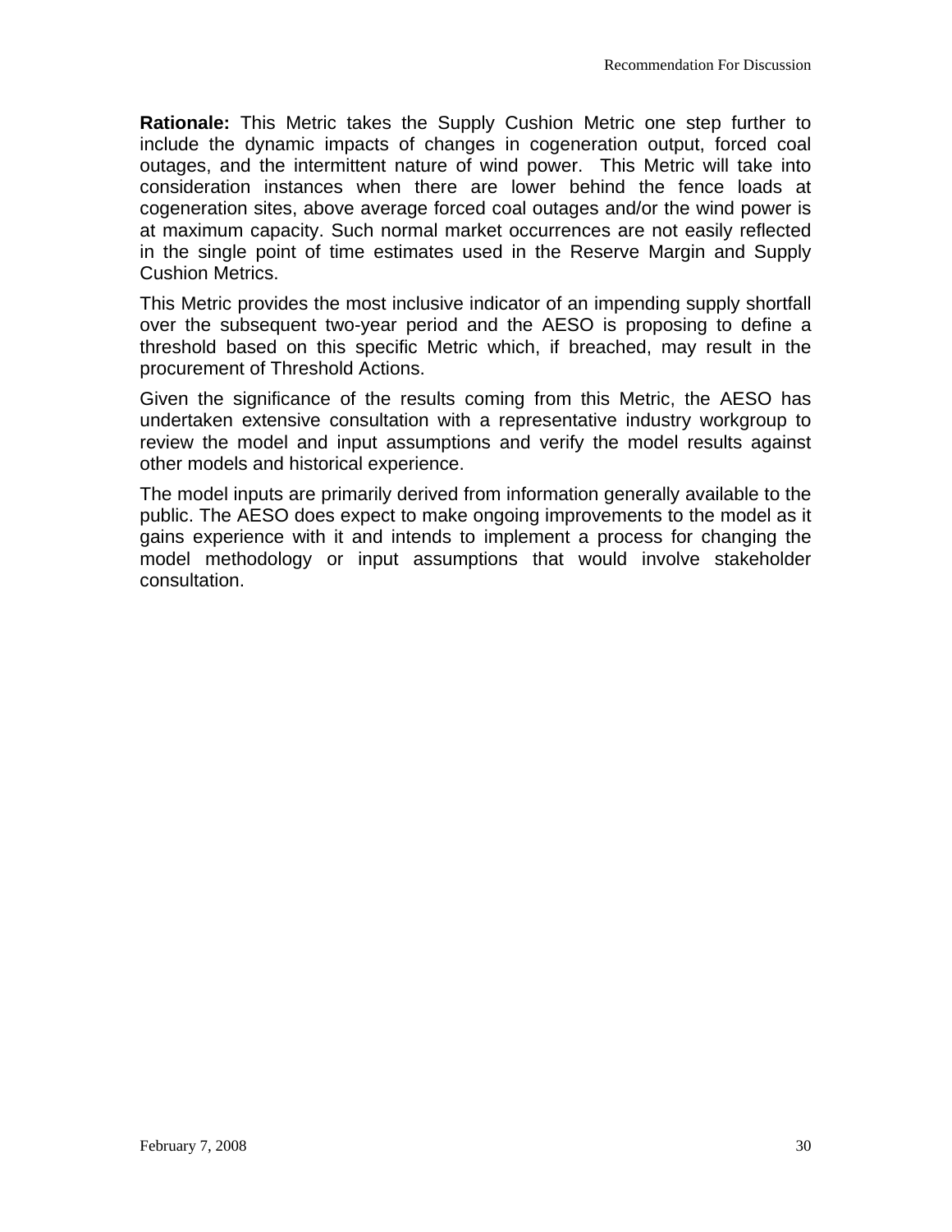**Rationale:** This Metric takes the Supply Cushion Metric one step further to include the dynamic impacts of changes in cogeneration output, forced coal outages, and the intermittent nature of wind power. This Metric will take into consideration instances when there are lower behind the fence loads at cogeneration sites, above average forced coal outages and/or the wind power is at maximum capacity. Such normal market occurrences are not easily reflected in the single point of time estimates used in the Reserve Margin and Supply Cushion Metrics.

This Metric provides the most inclusive indicator of an impending supply shortfall over the subsequent two-year period and the AESO is proposing to define a threshold based on this specific Metric which, if breached, may result in the procurement of Threshold Actions.

Given the significance of the results coming from this Metric, the AESO has undertaken extensive consultation with a representative industry workgroup to review the model and input assumptions and verify the model results against other models and historical experience.

The model inputs are primarily derived from information generally available to the public. The AESO does expect to make ongoing improvements to the model as it gains experience with it and intends to implement a process for changing the model methodology or input assumptions that would involve stakeholder consultation.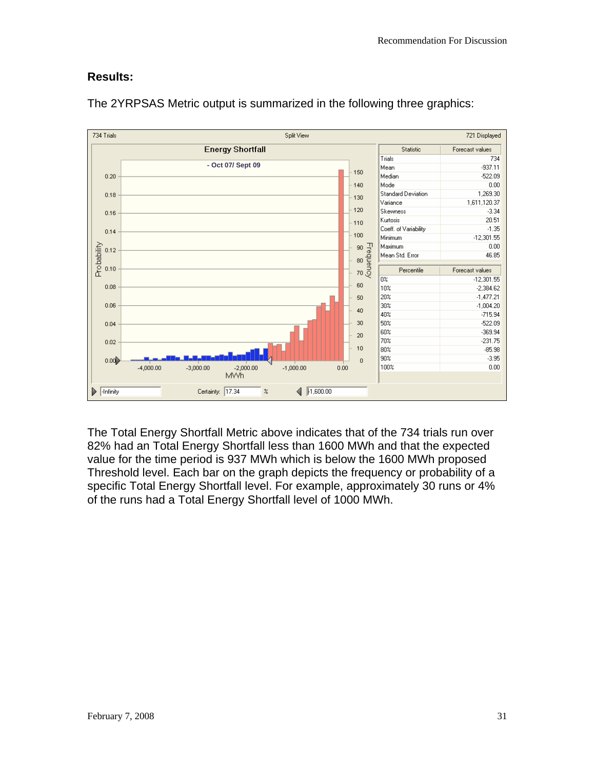## Results:

The 2YRPSAS Metric output is summarized in the following three graphics:

734 Trials | Split View | 721 Displayed

**Energy Shortfall**

- Oct 07/ Sept 09

| Statistic | Forecast values |
|---|---|
| Trials | 734 |
| Mean | -937.11 |
| Median | -522.09 |
| Mode | 0.00 |
| Standard Deviation | 1,269.30 |
| Variance | 1,611,120.37 |
| Skewness | -3.34 |
| Kurtosis | 20.51 |
| Coeff. of Variability | -1.35 |
| Minimum | -12,301.55 |
| Maximum | 0.00 |
| Mean Std. Error | 46.85 |

| Percentile | Forecast values |
|---|---|
| 0% | -12,301.55 |
| 10% | -2,384.62 |
| 20% | -1,477.21 |
| 30% | -1,004.20 |
| 40% | -715.94 |
| 50% | -522.09 |
| 60% | -369.94 |
| 70% | -231.75 |
| 80% | -85.98 |
| 90% | -3.95 |
| 100% | 0.00 |

-Infinity | Certainty: 17.34 % | -1,600.00

The Total Energy Shortfall Metric above indicates that of the 734 trials run over 82% had an Total Energy Shortfall less than 1600 MWh and that the expected value for the time period is 937 MWh which is below the 1600 MWh proposed Threshold level. Each bar on the graph depicts the frequency or probability of a specific Total Energy Shortfall level. For example, approximately 30 runs or 4% of the runs had a Total Energy Shortfall level of 1000 MWh.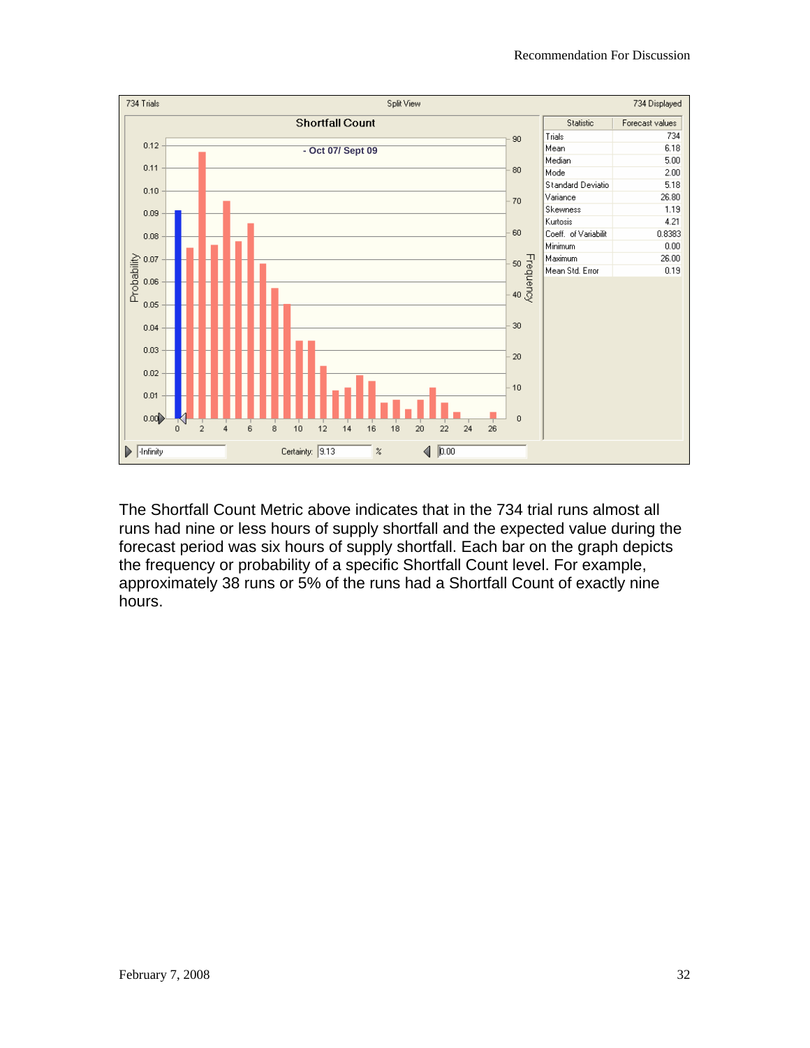Shortfall Count

| Statistic | Forecast values |
|---|---|
| Trials | 734 |
| Mean | 6.18 |
| Median | 5.00 |
| Mode | 2.00 |
| Standard Deviatio | 5.18 |
| Variance | 26.80 |
| Skewness | 1.19 |
| Kurtosis | 4.21 |
| Coeff. of Variabilit | 0.8383 |
| Minimum | 0.00 |
| Maximum | 26.00 |
| Mean Std. Error | 0.19 |

The Shortfall Count Metric above indicates that in the 734 trial runs almost all runs had nine or less hours of supply shortfall and the expected value during the forecast period was six hours of supply shortfall. Each bar on the graph depicts the frequency or probability of a specific Shortfall Count level. For example, approximately 38 runs or 5% of the runs had a Shortfall Count of exactly nine hours.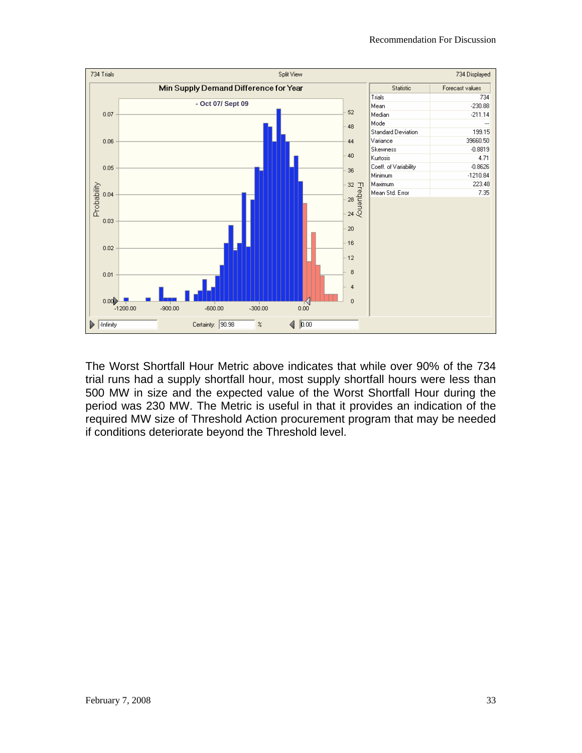734 Trials | Split View | 734 Displayed

**Min Supply Demand Difference for Year**

- Oct 07/ Sept 09

| Statistic | Forecast values |
| --- | --- |
| Trials | 734 |
| Mean | -230.88 |
| Median | -211.14 |
| Mode | --- |
| Standard Deviation | 199.15 |
| Variance | 39660.50 |
| Skewness | -0.8819 |
| Kurtosis | 4.71 |
| Coeff. of Variability | -0.8626 |
| Minimum | -1210.84 |
| Maximum | 223.48 |
| Mean Std. Error | 7.35 |

-Infinity | Certainty: 90.98 % | 0.00

The Worst Shortfall Hour Metric above indicates that while over 90% of the 734 trial runs had a supply shortfall hour, most supply shortfall hours were less than 500 MW in size and the expected value of the Worst Shortfall Hour during the period was 230 MW. The Metric is useful in that it provides an indication of the required MW size of Threshold Action procurement program that may be needed if conditions deteriorate beyond the Threshold level.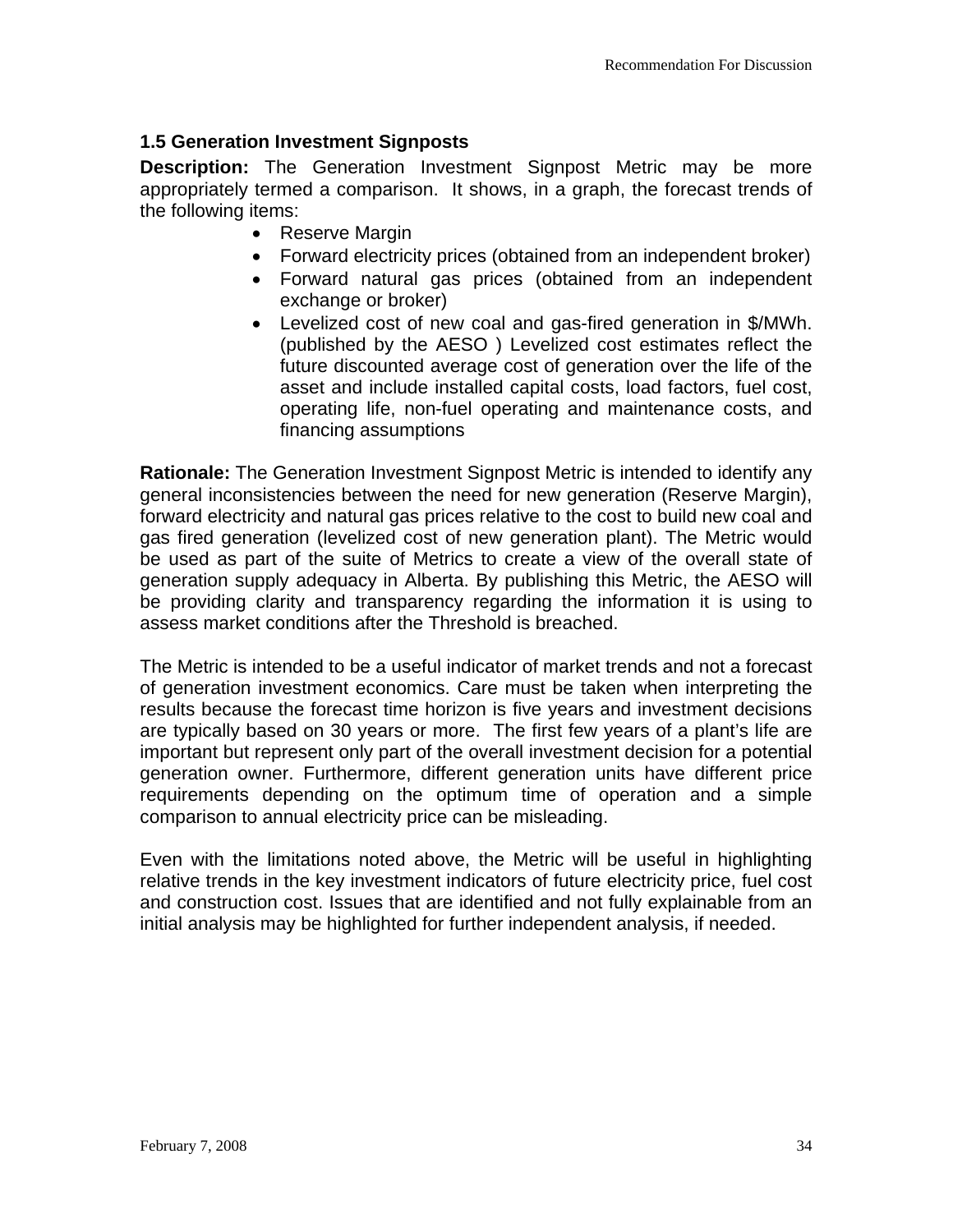### 1.5 Generation Investment Signposts

**Description:** The Generation Investment Signpost Metric may be more appropriately termed a comparison. It shows, in a graph, the forecast trends of the following items:

- Reserve Margin
- Forward electricity prices (obtained from an independent broker)
- Forward natural gas prices (obtained from an independent exchange or broker)
- Levelized cost of new coal and gas-fired generation in $/MWh. (published by the AESO ) Levelized cost estimates reflect the future discounted average cost of generation over the life of the asset and include installed capital costs, load factors, fuel cost, operating life, non-fuel operating and maintenance costs, and financing assumptions

**Rationale:** The Generation Investment Signpost Metric is intended to identify any general inconsistencies between the need for new generation (Reserve Margin), forward electricity and natural gas prices relative to the cost to build new coal and gas fired generation (levelized cost of new generation plant). The Metric would be used as part of the suite of Metrics to create a view of the overall state of generation supply adequacy in Alberta. By publishing this Metric, the AESO will be providing clarity and transparency regarding the information it is using to assess market conditions after the Threshold is breached.

The Metric is intended to be a useful indicator of market trends and not a forecast of generation investment economics. Care must be taken when interpreting the results because the forecast time horizon is five years and investment decisions are typically based on 30 years or more. The first few years of a plant's life are important but represent only part of the overall investment decision for a potential generation owner. Furthermore, different generation units have different price requirements depending on the optimum time of operation and a simple comparison to annual electricity price can be misleading.

Even with the limitations noted above, the Metric will be useful in highlighting relative trends in the key investment indicators of future electricity price, fuel cost and construction cost. Issues that are identified and not fully explainable from an initial analysis may be highlighted for further independent analysis, if needed.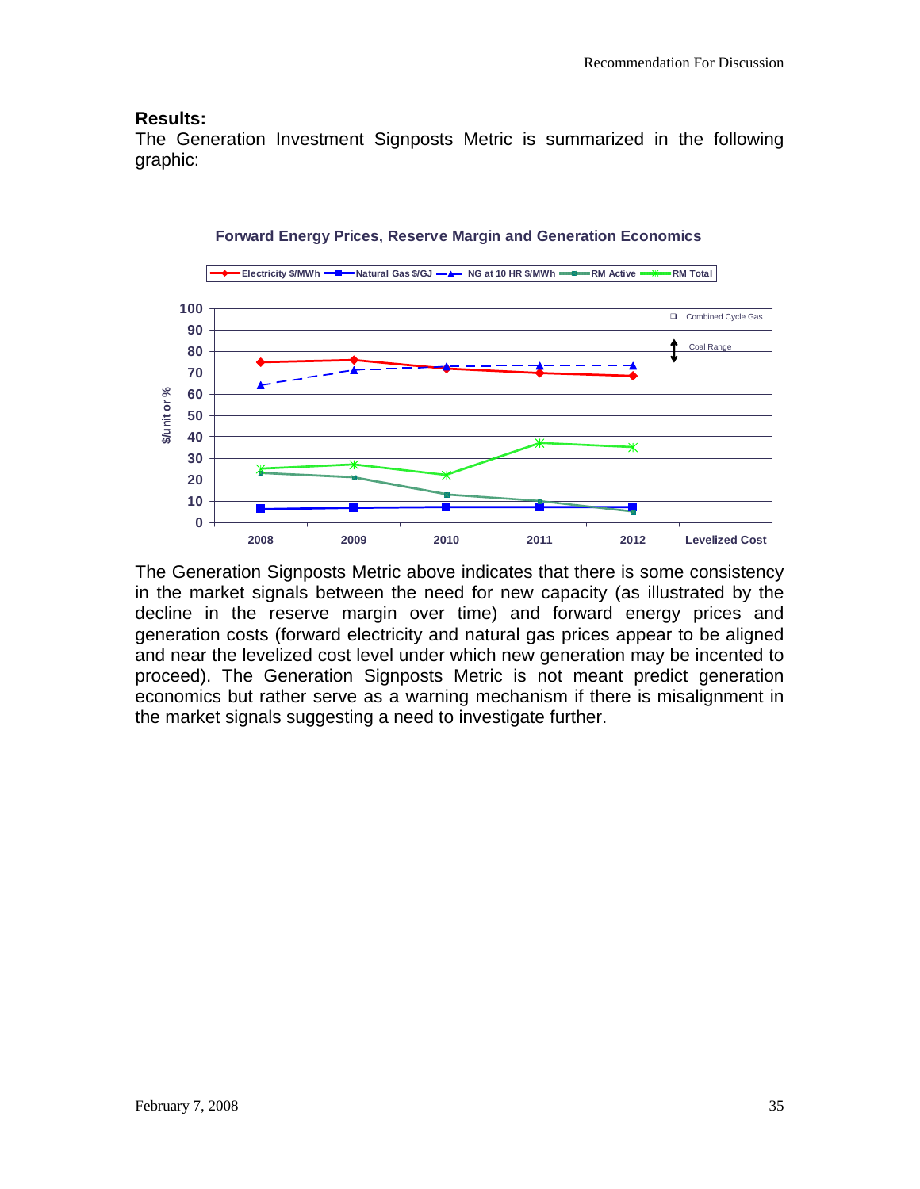**Results:**

The Generation Investment Signposts Metric is summarized in the following graphic:

The Generation Signposts Metric above indicates that there is some consistency in the market signals between the need for new capacity (as illustrated by the decline in the reserve margin over time) and forward energy prices and generation costs (forward electricity and natural gas prices appear to be aligned and near the levelized cost level under which new generation may be incented to proceed). The Generation Signposts Metric is not meant predict generation economics but rather serve as a warning mechanism if there is misalignment in the market signals suggesting a need to investigate further.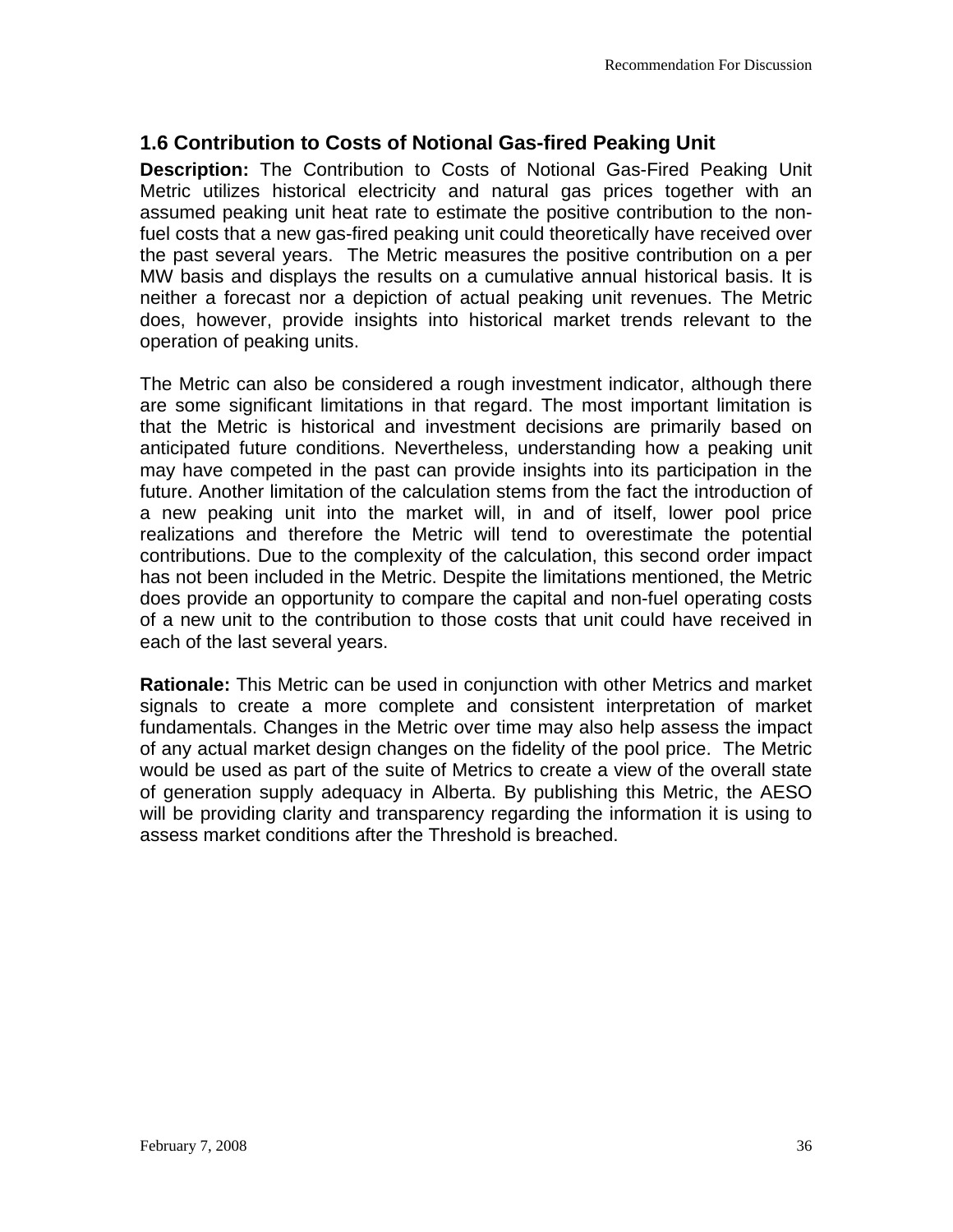## 1.6 Contribution to Costs of Notional Gas-fired Peaking Unit

**Description:** The Contribution to Costs of Notional Gas-Fired Peaking Unit Metric utilizes historical electricity and natural gas prices together with an assumed peaking unit heat rate to estimate the positive contribution to the non-fuel costs that a new gas-fired peaking unit could theoretically have received over the past several years. The Metric measures the positive contribution on a per MW basis and displays the results on a cumulative annual historical basis. It is neither a forecast nor a depiction of actual peaking unit revenues. The Metric does, however, provide insights into historical market trends relevant to the operation of peaking units.

The Metric can also be considered a rough investment indicator, although there are some significant limitations in that regard. The most important limitation is that the Metric is historical and investment decisions are primarily based on anticipated future conditions. Nevertheless, understanding how a peaking unit may have competed in the past can provide insights into its participation in the future. Another limitation of the calculation stems from the fact the introduction of a new peaking unit into the market will, in and of itself, lower pool price realizations and therefore the Metric will tend to overestimate the potential contributions. Due to the complexity of the calculation, this second order impact has not been included in the Metric. Despite the limitations mentioned, the Metric does provide an opportunity to compare the capital and non-fuel operating costs of a new unit to the contribution to those costs that unit could have received in each of the last several years.

**Rationale:** This Metric can be used in conjunction with other Metrics and market signals to create a more complete and consistent interpretation of market fundamentals. Changes in the Metric over time may also help assess the impact of any actual market design changes on the fidelity of the pool price. The Metric would be used as part of the suite of Metrics to create a view of the overall state of generation supply adequacy in Alberta. By publishing this Metric, the AESO will be providing clarity and transparency regarding the information it is using to assess market conditions after the Threshold is breached.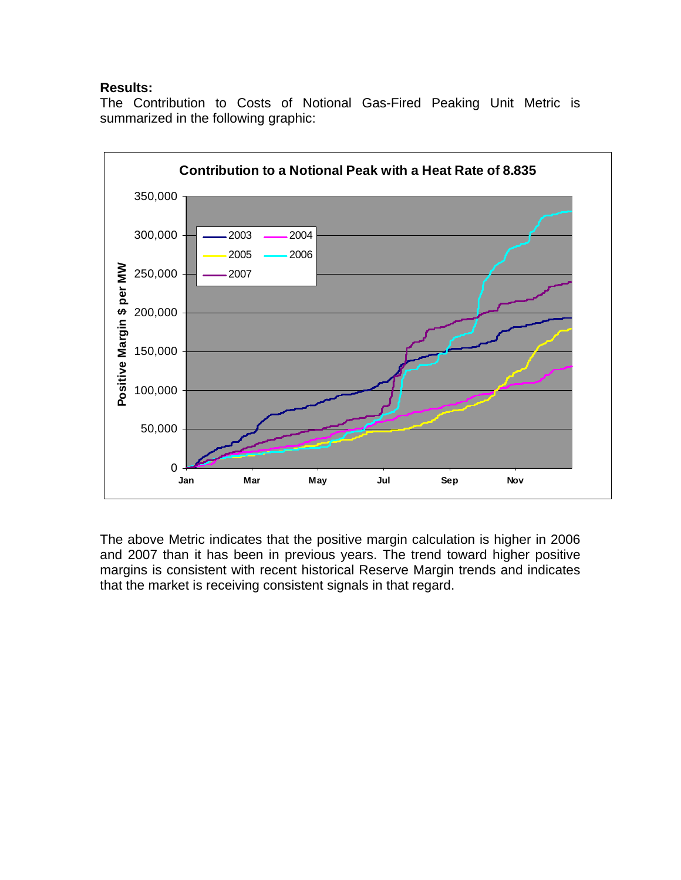**Results:**
The Contribution to Costs of Notional Gas-Fired Peaking Unit Metric is summarized in the following graphic:

Contribution to a Notional Peak with a Heat Rate of 8.835

Positive Margin $ per MW

350,000
300,000
250,000
200,000
150,000
100,000
50,000
0

Jan
Mar
May
Jul
Sep
Nov

2003
2004
2005
2006
2007

The above Metric indicates that the positive margin calculation is higher in 2006 and 2007 than it has been in previous years. The trend toward higher positive margins is consistent with recent historical Reserve Margin trends and indicates that the market is receiving consistent signals in that regard.